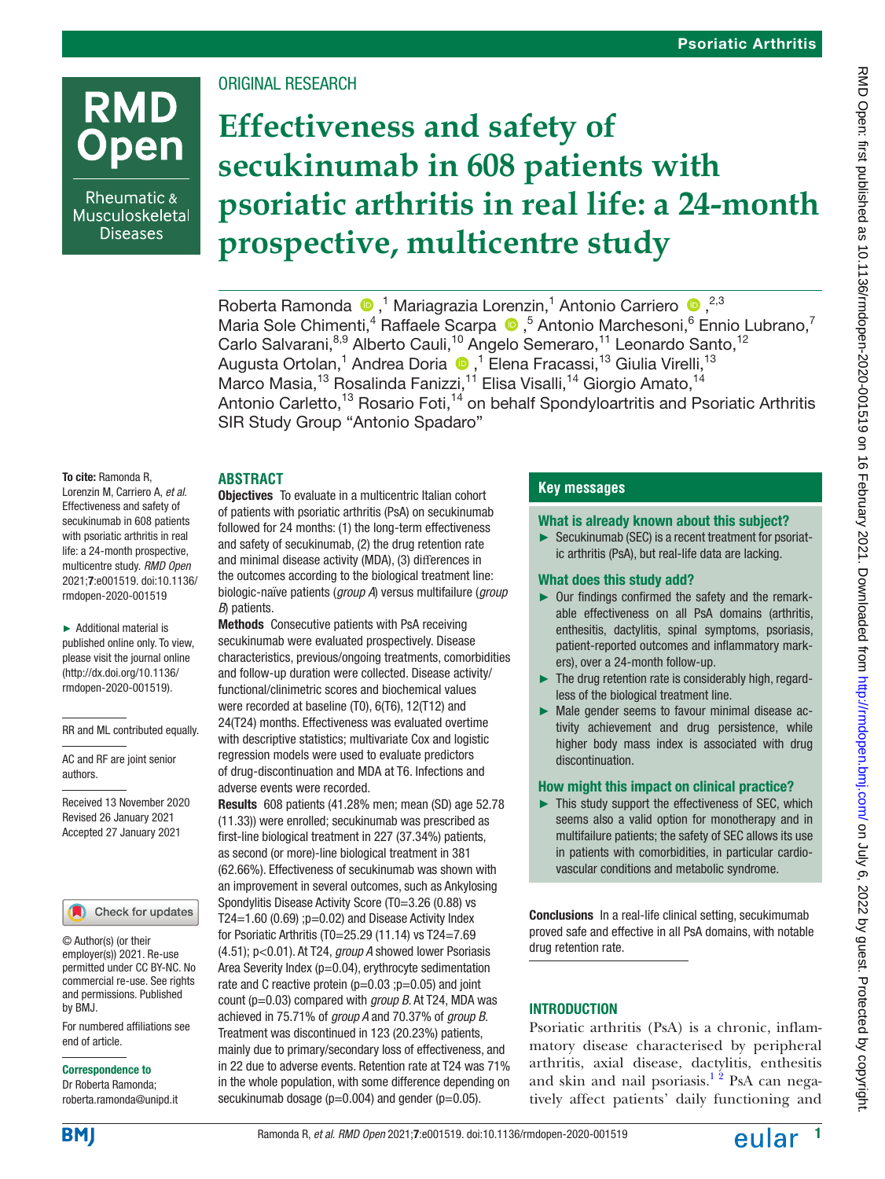Psoriatic Arthritis

ORIGINAL RESEARCH

# Effectiveness and safety of secukinumab in 608 patients with psoriatic arthritis in real life: a 24-month prospective, multicentre study

Roberta Ramonda,[1] Mariagrazia Lorenzin,[1] Antonio Carriero,[2,3] Maria Sole Chimenti,[4] Raffaele Scarpa,[5] Antonio Marchesoni,[6] Ennio Lubrano,[7] Carlo Salvarani,[8,9] Alberto Cauli,[10] Angelo Semeraro,[11] Leonardo Santo,[12] Augusta Ortolan,[1] Andrea Doria,[1] Elena Fracassi,[13] Giulia Virelli,[13] Marco Masia,[13] Rosalinda Fanizzi,[11] Elisa Visalli,[14] Giorgio Amato,[14] Antonio Carletto,[13] Rosario Foti,[14] on behalf Spondyloartritis and Psoriatic Arthritis SIR Study Group "Antonio Spadaro"

To cite: Ramonda R, Lorenzin M, Carriero A, *et al.* Effectiveness and safety of secukinumab in 608 patients with psoriatic arthritis in real life: a 24-month prospective, multicentre study. *RMD Open* 2021;**7**:e001519. doi:10.1136/rmdopen-2020-001519

► Additional material is published online only. To view, please visit the journal online (http://dx.doi.org/10.1136/rmdopen-2020-001519).

RR and ML contributed equally.

AC and RF are joint senior authors.

Received 13 November 2020
Revised 26 January 2021
Accepted 27 January 2021

© Author(s) (or their employer(s)) 2021. Re-use permitted under CC BY-NC. No commercial re-use. See rights and permissions. Published by BMJ.

For numbered affiliations see end of article.

**Correspondence to**
Dr Roberta Ramonda; roberta.ramonda@unipd.it

## ABSTRACT

**Objectives** To evaluate in a multicentric Italian cohort of patients with psoriatic arthritis (PsA) on secukinumab followed for 24 months: (1) the long-term effectiveness and safety of secukinumab, (2) the drug retention rate and minimal disease activity (MDA), (3) differences in the outcomes according to the biological treatment line: biologic-naïve patients (*group A*) versus multifailure (*group B*) patients.

**Methods** Consecutive patients with PsA receiving secukinumab were evaluated prospectively. Disease characteristics, previous/ongoing treatments, comorbidities and follow-up duration were collected. Disease activity/functional/clinimetric scores and biochemical values were recorded at baseline (T0), 6(T6), 12(T12) and 24(T24) months. Effectiveness was evaluated overtime with descriptive statistics; multivariate Cox and logistic regression models were used to evaluate predictors of drug-discontinuation and MDA at T6. Infections and adverse events were recorded.

**Results** 608 patients (41.28% men; mean (SD) age 52.78 (11.33)) were enrolled; secukinumab was prescribed as first-line biological treatment in 227 (37.34%) patients, as second (or more)-line biological treatment in 381 (62.66%). Effectiveness of secukinumab was shown with an improvement in several outcomes, such as Ankylosing Spondylitis Disease Activity Score (T0=3.26 (0.88) vs T24=1.60 (0.69) ;p=0.02) and Disease Activity Index for Psoriatic Arthritis (T0=25.29 (11.14) vs T24=7.69 (4.51); p<0.01). At T24, *group A* showed lower Psoriasis Area Severity Index (p=0.04), erythrocyte sedimentation rate and C reactive protein (p=0.03 ;p=0.05) and joint count (p=0.03) compared with *group B*. At T24, MDA was achieved in 75.71% of *group A* and 70.37% of *group B*. Treatment was discontinued in 123 (20.23%) patients, mainly due to primary/secondary loss of effectiveness, and in 22 due to adverse events. Retention rate at T24 was 71% in the whole population, with some difference depending on secukinumab dosage (p=0.004) and gender (p=0.05).

**Conclusions** In a real-life clinical setting, secukimumab proved safe and effective in all PsA domains, with notable drug retention rate.

## Key messages

### What is already known about this subject?

► Secukinumab (SEC) is a recent treatment for psoriatic arthritis (PsA), but real-life data are lacking.

### What does this study add?

► Our findings confirmed the safety and the remarkable effectiveness on all PsA domains (arthritis, enthesitis, dactylitis, spinal symptoms, psoriasis, patient-reported outcomes and inflammatory markers), over a 24-month follow-up.

► The drug retention rate is considerably high, regardless of the biological treatment line.

► Male gender seems to favour minimal disease activity achievement and drug persistence, while higher body mass index is associated with drug discontinuation.

### How might this impact on clinical practice?

► This study support the effectiveness of SEC, which seems also a valid option for monotherapy and in multifailure patients; the safety of SEC allows its use in patients with comorbidities, in particular cardiovascular conditions and metabolic syndrome.

## INTRODUCTION

Psoriatic arthritis (PsA) is a chronic, inflammatory disease characterised by peripheral arthritis, axial disease, dactylitis, enthesitis and skin and nail psoriasis.[1 2] PsA can negatively affect patients' daily functioning and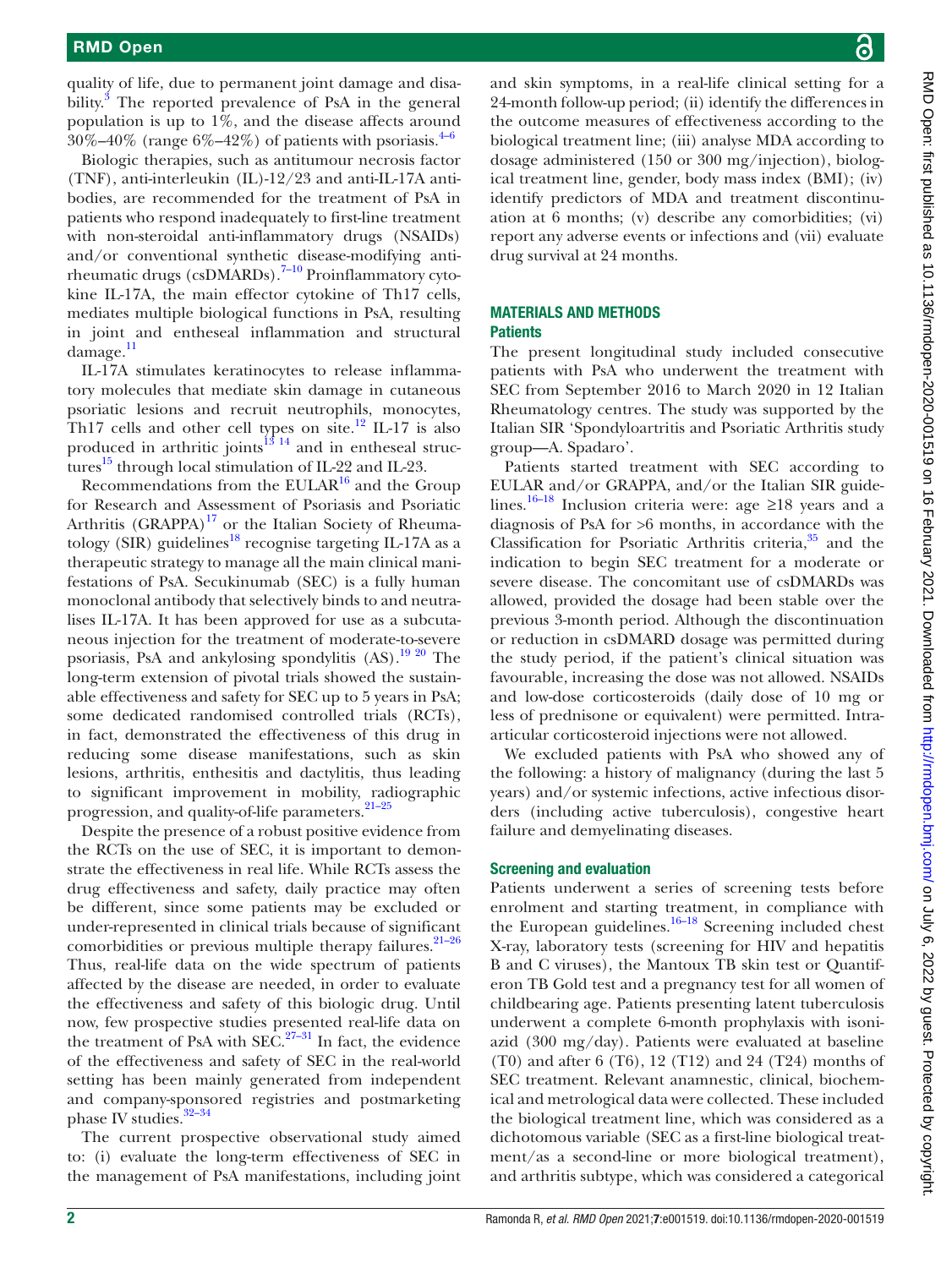quality of life, due to permanent joint damage and disability.[3] The reported prevalence of PsA in the general population is up to 1%, and the disease affects around 30%–40% (range 6%–42%) of patients with psoriasis.[4–6]

Biologic therapies, such as antitumour necrosis factor (TNF), anti-interleukin (IL)-12/23 and anti-IL-17A antibodies, are recommended for the treatment of PsA in patients who respond inadequately to first-line treatment with non-steroidal anti-inflammatory drugs (NSAIDs) and/or conventional synthetic disease-modifying antirheumatic drugs (csDMARDs).[7–10] Proinflammatory cytokine IL-17A, the main effector cytokine of Th17 cells, mediates multiple biological functions in PsA, resulting in joint and entheseal inflammation and structural damage.[11]

IL-17A stimulates keratinocytes to release inflammatory molecules that mediate skin damage in cutaneous psoriatic lesions and recruit neutrophils, monocytes, Th17 cells and other cell types on site.[12] IL-17 is also produced in arthritic joints[13 14] and in entheseal structures[15] through local stimulation of IL-22 and IL-23.

Recommendations from the EULAR[16] and the Group for Research and Assessment of Psoriasis and Psoriatic Arthritis (GRAPPA)[17] or the Italian Society of Rheumatology (SIR) guidelines[18] recognise targeting IL-17A as a therapeutic strategy to manage all the main clinical manifestations of PsA. Secukinumab (SEC) is a fully human monoclonal antibody that selectively binds to and neutralises IL-17A. It has been approved for use as a subcutaneous injection for the treatment of moderate-to-severe psoriasis, PsA and ankylosing spondylitis (AS).[19 20] The long-term extension of pivotal trials showed the sustainable effectiveness and safety for SEC up to 5 years in PsA; some dedicated randomised controlled trials (RCTs), in fact, demonstrated the effectiveness of this drug in reducing some disease manifestations, such as skin lesions, arthritis, enthesitis and dactylitis, thus leading to significant improvement in mobility, radiographic progression, and quality-of-life parameters.[21–25]

Despite the presence of a robust positive evidence from the RCTs on the use of SEC, it is important to demonstrate the effectiveness in real life. While RCTs assess the drug effectiveness and safety, daily practice may often be different, since some patients may be excluded or under-represented in clinical trials because of significant comorbidities or previous multiple therapy failures.[21–26] Thus, real-life data on the wide spectrum of patients affected by the disease are needed, in order to evaluate the effectiveness and safety of this biologic drug. Until now, few prospective studies presented real-life data on the treatment of PsA with SEC.[27–31] In fact, the evidence of the effectiveness and safety of SEC in the real-world setting has been mainly generated from independent and company-sponsored registries and postmarketing phase IV studies.[32–34]

The current prospective observational study aimed to: (i) evaluate the long-term effectiveness of SEC in the management of PsA manifestations, including joint and skin symptoms, in a real-life clinical setting for a 24-month follow-up period; (ii) identify the differences in the outcome measures of effectiveness according to the biological treatment line; (iii) analyse MDA according to dosage administered (150 or 300 mg/injection), biological treatment line, gender, body mass index (BMI); (iv) identify predictors of MDA and treatment discontinuation at 6 months; (v) describe any comorbidities; (vi) report any adverse events or infections and (vii) evaluate drug survival at 24 months.

## MATERIALS AND METHODS

### Patients

The present longitudinal study included consecutive patients with PsA who underwent the treatment with SEC from September 2016 to March 2020 in 12 Italian Rheumatology centres. The study was supported by the Italian SIR 'Spondyloartritis and Psoriatic Arthritis study group—A. Spadaro'.

Patients started treatment with SEC according to EULAR and/or GRAPPA, and/or the Italian SIR guidelines.[16–18] Inclusion criteria were: age ≥18 years and a diagnosis of PsA for >6 months, in accordance with the Classification for Psoriatic Arthritis criteria,[35] and the indication to begin SEC treatment for a moderate or severe disease. The concomitant use of csDMARDs was allowed, provided the dosage had been stable over the previous 3-month period. Although the discontinuation or reduction in csDMARD dosage was permitted during the study period, if the patient's clinical situation was favourable, increasing the dose was not allowed. NSAIDs and low-dose corticosteroids (daily dose of 10 mg or less of prednisone or equivalent) were permitted. Intra-articular corticosteroid injections were not allowed.

We excluded patients with PsA who showed any of the following: a history of malignancy (during the last 5 years) and/or systemic infections, active infectious disorders (including active tuberculosis), congestive heart failure and demyelinating diseases.

### Screening and evaluation

Patients underwent a series of screening tests before enrolment and starting treatment, in compliance with the European guidelines.[16–18] Screening included chest X-ray, laboratory tests (screening for HIV and hepatitis B and C viruses), the Mantoux TB skin test or Quantiferon TB Gold test and a pregnancy test for all women of childbearing age. Patients presenting latent tuberculosis underwent a complete 6-month prophylaxis with isoniazid (300 mg/day). Patients were evaluated at baseline (T0) and after 6 (T6), 12 (T12) and 24 (T24) months of SEC treatment. Relevant anamnestic, clinical, biochemical and metrological data were collected. These included the biological treatment line, which was considered as a dichotomous variable (SEC as a first-line biological treatment/as a second-line or more biological treatment), and arthritis subtype, which was considered a categorical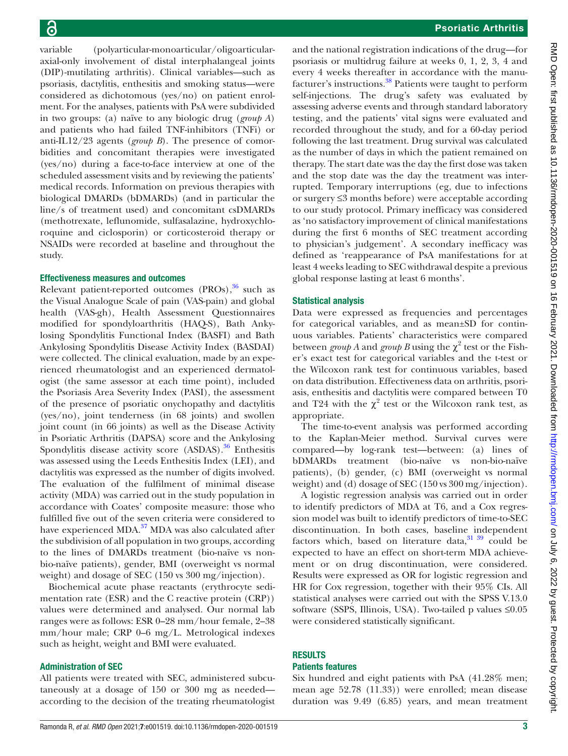variable (polyarticular-monoarticular/oligoarticular-axial-only involvement of distal interphalangeal joints (DIP)-mutilating arthritis). Clinical variables—such as psoriasis, dactylitis, enthesitis and smoking status—were considered as dichotomous (yes/no) on patient enrolment. For the analyses, patients with PsA were subdivided in two groups: (a) naïve to any biologic drug (*group A*) and patients who had failed TNF-inhibitors (TNFi) or anti-IL12/23 agents (*group B*). The presence of comorbidities and concomitant therapies were investigated (yes/no) during a face-to-face interview at one of the scheduled assessment visits and by reviewing the patients' medical records. Information on previous therapies with biological DMARDs (bDMARDs) (and in particular the line/s of treatment used) and concomitant csDMARDs (methotrexate, leflunomide, sulfasalazine, hydroxychloroquine and ciclosporin) or corticosteroid therapy or NSAIDs were recorded at baseline and throughout the study.

### Effectiveness measures and outcomes

Relevant patient-reported outcomes (PROs),[36] such as the Visual Analogue Scale of pain (VAS-pain) and global health (VAS-gh), Health Assessment Questionnaires modified for spondyloarthritis (HAQ-S), Bath Ankylosing Spondylitis Functional Index (BASFI) and Bath Ankylosing Spondylitis Disease Activity Index (BASDAI) were collected. The clinical evaluation, made by an experienced rheumatologist and an experienced dermatologist (the same assessor at each time point), included the Psoriasis Area Severity Index (PASI), the assessment of the presence of psoriatic onychopathy and dactylitis (yes/no), joint tenderness (in 68 joints) and swollen joint count (in 66 joints) as well as the Disease Activity in Psoriatic Arthritis (DAPSA) score and the Ankylosing Spondylitis disease activity score (ASDAS).[36] Enthesitis was assessed using the Leeds Enthesitis Index (LEI), and dactylitis was expressed as the number of digits involved. The evaluation of the fulfilment of minimal disease activity (MDA) was carried out in the study population in accordance with Coates' composite measure: those who fulfilled five out of the seven criteria were considered to have experienced MDA.[37] MDA was also calculated after the subdivision of all population in two groups, according to the lines of DMARDs treatment (bio-naïve vs non-bio-naïve patients), gender, BMI (overweight vs normal weight) and dosage of SEC (150 vs 300 mg/injection).

Biochemical acute phase reactants (erythrocyte sedimentation rate (ESR) and the C reactive protein (CRP)) values were determined and analysed. Our normal lab ranges were as follows: ESR 0–28 mm/hour female, 2–38 mm/hour male; CRP 0–6 mg/L. Metrological indexes such as height, weight and BMI were evaluated.

### Administration of SEC

All patients were treated with SEC, administered subcutaneously at a dosage of 150 or 300 mg as needed—according to the decision of the treating rheumatologist and the national registration indications of the drug—for psoriasis or multidrug failure at weeks 0, 1, 2, 3, 4 and every 4 weeks thereafter in accordance with the manufacturer's instructions.[38] Patients were taught to perform self-injections. The drug's safety was evaluated by assessing adverse events and through standard laboratory testing, and the patients' vital signs were evaluated and recorded throughout the study, and for a 60-day period following the last treatment. Drug survival was calculated as the number of days in which the patient remained on therapy. The start date was the day the first dose was taken and the stop date was the day the treatment was interrupted. Temporary interruptions (eg, due to infections or surgery ≤3 months before) were acceptable according to our study protocol. Primary inefficacy was considered as 'no satisfactory improvement of clinical manifestations during the first 6 months of SEC treatment according to physician's judgement'. A secondary inefficacy was defined as 'reappearance of PsA manifestations for at least 4 weeks leading to SEC withdrawal despite a previous global response lasting at least 6 months'.

### Statistical analysis

Data were expressed as frequencies and percentages for categorical variables, and as mean±SD for continuous variables. Patients' characteristics were compared between *group A* and *group B* using the $\chi^2$ test or the Fisher's exact test for categorical variables and the t-test or the Wilcoxon rank test for continuous variables, based on data distribution. Effectiveness data on arthritis, psoriasis, enthesitis and dactylitis were compared between T0 and T24 with the $\chi^2$ test or the Wilcoxon rank test, as appropriate.

The time-to-event analysis was performed according to the Kaplan-Meier method. Survival curves were compared—by log-rank test—between: (a) lines of bDMARDs treatment (bio-naïve vs non-bio-naïve patients), (b) gender, (c) BMI (overweight vs normal weight) and (d) dosage of SEC (150 vs 300 mg/injection).

A logistic regression analysis was carried out in order to identify predictors of MDA at T6, and a Cox regression model was built to identify predictors of time-to-SEC discontinuation. In both cases, baseline independent factors which, based on literature data,[31 39] could be expected to have an effect on short-term MDA achievement or on drug discontinuation, were considered. Results were expressed as OR for logistic regression and HR for Cox regression, together with their 95% CIs. All statistical analyses were carried out with the SPSS V.13.0 software (SSPS, Illinois, USA). Two-tailed p values ≤0.05 were considered statistically significant.

## RESULTS

### Patients features

Six hundred and eight patients with PsA (41.28% men; mean age 52.78 (11.33)) were enrolled; mean disease duration was 9.49 (6.85) years, and mean treatment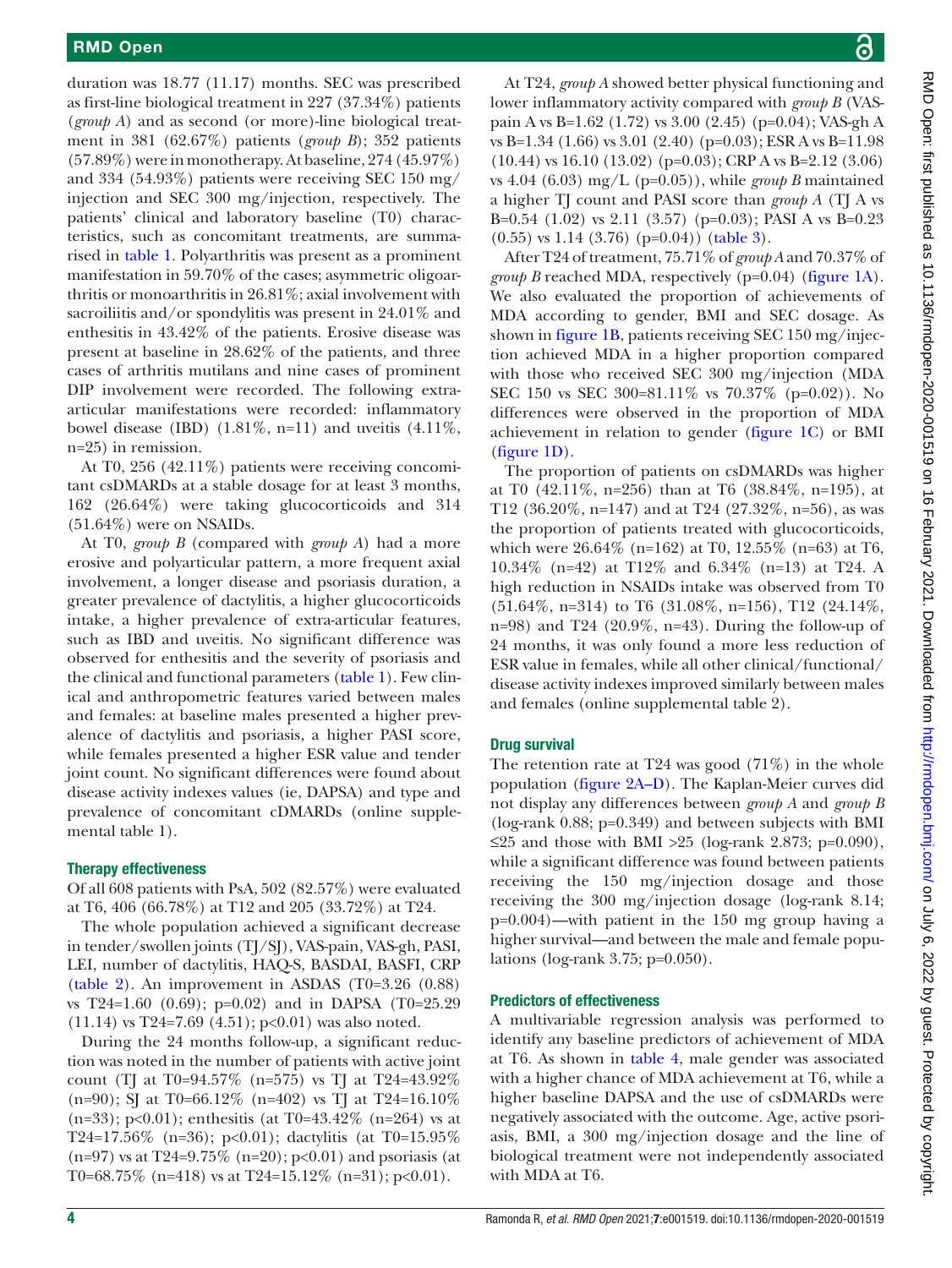duration was 18.77 (11.17) months. SEC was prescribed as first-line biological treatment in 227 (37.34%) patients (*group A*) and as second (or more)-line biological treatment in 381 (62.67%) patients (*group B*); 352 patients (57.89%) were in monotherapy. At baseline, 274 (45.97%) and 334 (54.93%) patients were receiving SEC 150 mg/injection and SEC 300 mg/injection, respectively. The patients' clinical and laboratory baseline (T0) characteristics, such as concomitant treatments, are summarised in table 1. Polyarthritis was present as a prominent manifestation in 59.70% of the cases; asymmetric oligoarthritis or monoarthritis in 26.81%; axial involvement with sacroiliitis and/or spondylitis was present in 24.01% and enthesitis in 43.42% of the patients. Erosive disease was present at baseline in 28.62% of the patients, and three cases of arthritis mutilans and nine cases of prominent DIP involvement were recorded. The following extra-articular manifestations were recorded: inflammatory bowel disease (IBD) (1.81%, n=11) and uveitis (4.11%, n=25) in remission.

At T0, 256 (42.11%) patients were receiving concomitant csDMARDs at a stable dosage for at least 3 months, 162 (26.64%) were taking glucocorticoids and 314 (51.64%) were on NSAIDs.

At T0, *group B* (compared with *group A*) had a more erosive and polyarticular pattern, a more frequent axial involvement, a longer disease and psoriasis duration, a greater prevalence of dactylitis, a higher glucocorticoids intake, a higher prevalence of extra-articular features, such as IBD and uveitis. No significant difference was observed for enthesitis and the severity of psoriasis and the clinical and functional parameters (table 1). Few clinical and anthropometric features varied between males and females: at baseline males presented a higher prevalence of dactylitis and psoriasis, a higher PASI score, while females presented a higher ESR value and tender joint count. No significant differences were found about disease activity indexes values (ie, DAPSA) and type and prevalence of concomitant cDMARDs (online supplemental table 1).

### Therapy effectiveness

Of all 608 patients with PsA, 502 (82.57%) were evaluated at T6, 406 (66.78%) at T12 and 205 (33.72%) at T24.

The whole population achieved a significant decrease in tender/swollen joints (TJ/SJ), VAS-pain, VAS-gh, PASI, LEI, number of dactylitis, HAQ-S, BASDAI, BASFI, CRP (table 2). An improvement in ASDAS (T0=3.26 (0.88) vs T24=1.60 (0.69); p=0.02) and in DAPSA (T0=25.29 (11.14) vs T24=7.69 (4.51); p<0.01) was also noted.

During the 24 months follow-up, a significant reduction was noted in the number of patients with active joint count (TJ at T0=94.57% (n=575) vs TJ at T24=43.92% (n=90); SJ at T0=66.12% (n=402) vs TJ at T24=16.10% (n=33); p<0.01); enthesitis (at T0=43.42% (n=264) vs at T24=17.56% (n=36); p<0.01); dactylitis (at T0=15.95% (n=97) vs at T24=9.75% (n=20); p<0.01) and psoriasis (at T0=68.75% (n=418) vs at T24=15.12% (n=31); p<0.01).

At T24, *group A* showed better physical functioning and lower inflammatory activity compared with *group B* (VAS-pain A vs B=1.62 (1.72) vs 3.00 (2.45) (p=0.04); VAS-gh A vs B=1.34 (1.66) vs 3.01 (2.40) (p=0.03); ESR A vs B=11.98 (10.44) vs 16.10 (13.02) (p=0.03); CRP A vs B=2.12 (3.06) vs 4.04 (6.03) mg/L (p=0.05)), while *group B* maintained a higher TJ count and PASI score than *group A* (TJ A vs B=0.54 (1.02) vs 2.11 (3.57) (p=0.03); PASI A vs B=0.23 (0.55) vs 1.14 (3.76) (p=0.04)) (table 3).

After T24 of treatment, 75.71% of *group A* and 70.37% of *group B* reached MDA, respectively (p=0.04) (figure 1A). We also evaluated the proportion of achievements of MDA according to gender, BMI and SEC dosage. As shown in figure 1B, patients receiving SEC 150 mg/injection achieved MDA in a higher proportion compared with those who received SEC 300 mg/injection (MDA SEC 150 vs SEC 300=81.11% vs 70.37% (p=0.02)). No differences were observed in the proportion of MDA achievement in relation to gender (figure 1C) or BMI (figure 1D).

The proportion of patients on csDMARDs was higher at T0 (42.11%, n=256) than at T6 (38.84%, n=195), at T12 (36.20%, n=147) and at T24 (27.32%, n=56), as was the proportion of patients treated with glucocorticoids, which were 26.64% (n=162) at T0, 12.55% (n=63) at T6, 10.34% (n=42) at T12% and 6.34% (n=13) at T24. A high reduction in NSAIDs intake was observed from T0 (51.64%, n=314) to T6 (31.08%, n=156), T12 (24.14%, n=98) and T24 (20.9%, n=43). During the follow-up of 24 months, it was only found a more less reduction of ESR value in females, while all other clinical/functional/disease activity indexes improved similarly between males and females (online supplemental table 2).

### Drug survival

The retention rate at T24 was good (71%) in the whole population (figure 2A–D). The Kaplan-Meier curves did not display any differences between *group A* and *group B* (log-rank 0.88; p=0.349) and between subjects with BMI ≤25 and those with BMI >25 (log-rank 2.873; p=0.090), while a significant difference was found between patients receiving the 150 mg/injection dosage and those receiving the 300 mg/injection dosage (log-rank 8.14; p=0.004)—with patient in the 150 mg group having a higher survival—and between the male and female populations (log-rank 3.75; p=0.050).

### Predictors of effectiveness

A multivariable regression analysis was performed to identify any baseline predictors of achievement of MDA at T6. As shown in table 4, male gender was associated with a higher chance of MDA achievement at T6, while a higher baseline DAPSA and the use of csDMARDs were negatively associated with the outcome. Age, active psoriasis, BMI, a 300 mg/injection dosage and the line of biological treatment were not independently associated with MDA at T6.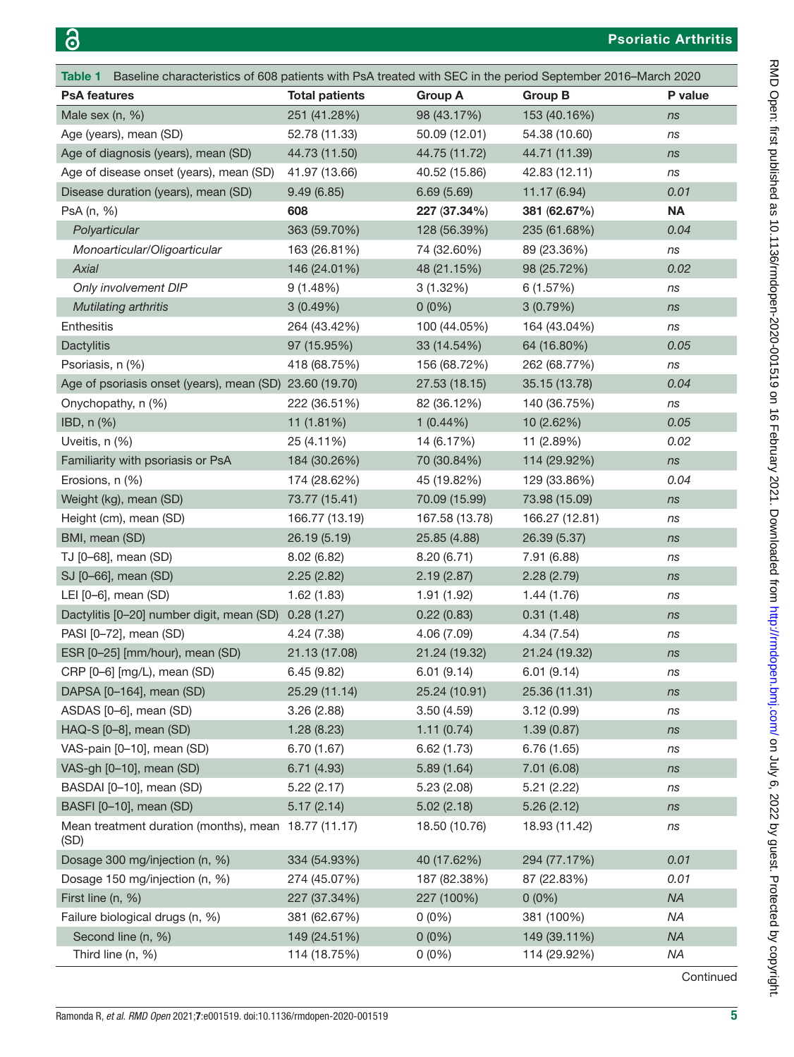Table 1 Baseline characteristics of 608 patients with PsA treated with SEC in the period September 2016–March 2020

| PsA features | Total patients | Group A | Group B | P value |
|---|---|---|---|---|
| Male sex (n, %) | 251 (41.28%) | 98 (43.17%) | 153 (40.16%) | *ns* |
| Age (years), mean (SD) | 52.78 (11.33) | 50.09 (12.01) | 54.38 (10.60) | *ns* |
| Age of diagnosis (years), mean (SD) | 44.73 (11.50) | 44.75 (11.72) | 44.71 (11.39) | *ns* |
| Age of disease onset (years), mean (SD) | 41.97 (13.66) | 40.52 (15.86) | 42.83 (12.11) | *ns* |
| Disease duration (years), mean (SD) | 9.49 (6.85) | 6.69 (5.69) | 11.17 (6.94) | *0.01* |
| PsA (n, %) | **608** | **227** (**37.34%**) | **381** (**62.67%**) | **NA** |
| *Polyarticular* | 363 (59.70%) | 128 (56.39%) | 235 (61.68%) | *0.04* |
| *Monoarticular/Oligoarticular* | 163 (26.81%) | 74 (32.60%) | 89 (23.36%) | *ns* |
| *Axial* | 146 (24.01%) | 48 (21.15%) | 98 (25.72%) | *0.02* |
| *Only involvement DIP* | 9 (1.48%) | 3 (1.32%) | 6 (1.57%) | *ns* |
| *Mutilating arthritis* | 3 (0.49%) | 0 (0%) | 3 (0.79%) | *ns* |
| Enthesitis | 264 (43.42%) | 100 (44.05%) | 164 (43.04%) | *ns* |
| Dactylitis | 97 (15.95%) | 33 (14.54%) | 64 (16.80%) | *0.05* |
| Psoriasis, n (%) | 418 (68.75%) | 156 (68.72%) | 262 (68.77%) | *ns* |
| Age of psoriasis onset (years), mean (SD) | 23.60 (19.70) | 27.53 (18.15) | 35.15 (13.78) | *0.04* |
| Onychopathy, n (%) | 222 (36.51%) | 82 (36.12%) | 140 (36.75%) | *ns* |
| IBD, n (%) | 11 (1.81%) | 1 (0.44%) | 10 (2.62%) | *0.05* |
| Uveitis, n (%) | 25 (4.11%) | 14 (6.17%) | 11 (2.89%) | *0.02* |
| Familiarity with psoriasis or PsA | 184 (30.26%) | 70 (30.84%) | 114 (29.92%) | *ns* |
| Erosions, n (%) | 174 (28.62%) | 45 (19.82%) | 129 (33.86%) | *0.04* |
| Weight (kg), mean (SD) | 73.77 (15.41) | 70.09 (15.99) | 73.98 (15.09) | *ns* |
| Height (cm), mean (SD) | 166.77 (13.19) | 167.58 (13.78) | 166.27 (12.81) | *ns* |
| BMI, mean (SD) | 26.19 (5.19) | 25.85 (4.88) | 26.39 (5.37) | *ns* |
| TJ [0–68], mean (SD) | 8.02 (6.82) | 8.20 (6.71) | 7.91 (6.88) | *ns* |
| SJ [0–66], mean (SD) | 2.25 (2.82) | 2.19 (2.87) | 2.28 (2.79) | *ns* |
| LEI [0–6], mean (SD) | 1.62 (1.83) | 1.91 (1.92) | 1.44 (1.76) | *ns* |
| Dactylitis [0–20] number digit, mean (SD) | 0.28 (1.27) | 0.22 (0.83) | 0.31 (1.48) | *ns* |
| PASI [0–72], mean (SD) | 4.24 (7.38) | 4.06 (7.09) | 4.34 (7.54) | *ns* |
| ESR [0–25] [mm/hour), mean (SD) | 21.13 (17.08) | 21.24 (19.32) | 21.24 (19.32) | *ns* |
| CRP [0–6] [mg/L), mean (SD) | 6.45 (9.82) | 6.01 (9.14) | 6.01 (9.14) | *ns* |
| DAPSA [0–164], mean (SD) | 25.29 (11.14) | 25.24 (10.91) | 25.36 (11.31) | *ns* |
| ASDAS [0–6], mean (SD) | 3.26 (2.88) | 3.50 (4.59) | 3.12 (0.99) | *ns* |
| HAQ-S [0–8], mean (SD) | 1.28 (8.23) | 1.11 (0.74) | 1.39 (0.87) | *ns* |
| VAS-pain [0–10], mean (SD) | 6.70 (1.67) | 6.62 (1.73) | 6.76 (1.65) | *ns* |
| VAS-gh [0–10], mean (SD) | 6.71 (4.93) | 5.89 (1.64) | 7.01 (6.08) | *ns* |
| BASDAI [0–10], mean (SD) | 5.22 (2.17) | 5.23 (2.08) | 5.21 (2.22) | *ns* |
| BASFI [0–10], mean (SD) | 5.17 (2.14) | 5.02 (2.18) | 5.26 (2.12) | *ns* |
| Mean treatment duration (months), mean (SD) | 18.77 (11.17) | 18.50 (10.76) | 18.93 (11.42) | *ns* |
| Dosage 300 mg/injection (n, %) | 334 (54.93%) | 40 (17.62%) | 294 (77.17%) | *0.01* |
| Dosage 150 mg/injection (n, %) | 274 (45.07%) | 187 (82.38%) | 87 (22.83%) | *0.01* |
| First line (n, %) | 227 (37.34%) | 227 (100%) | 0 (0%) | *NA* |
| Failure biological drugs (n, %) | 381 (62.67%) | 0 (0%) | 381 (100%) | *NA* |
| Second line (n, %) | 149 (24.51%) | 0 (0%) | 149 (39.11%) | *NA* |
| Third line (n, %) | 114 (18.75%) | 0 (0%) | 114 (29.92%) | *NA* |

Continued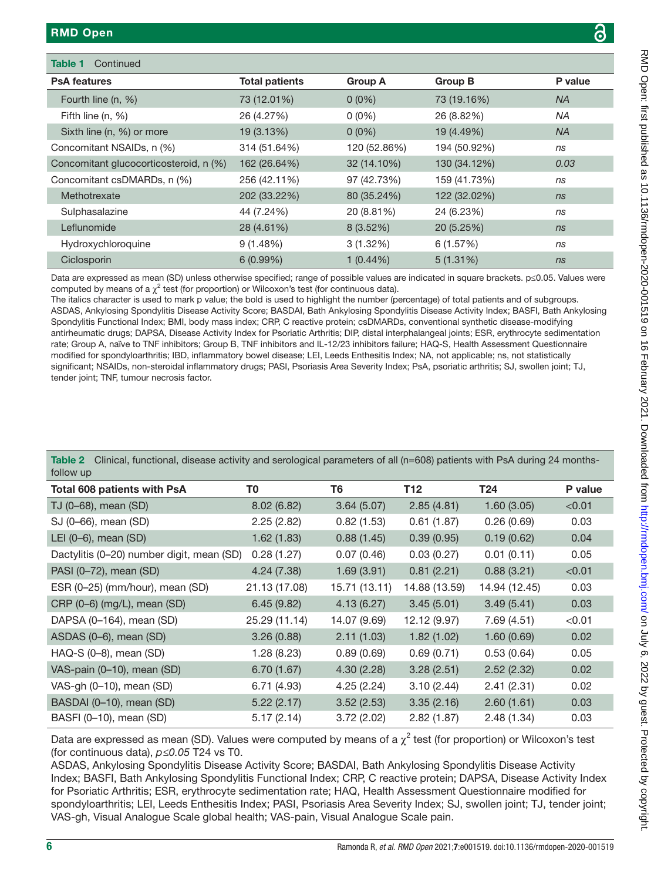**Table 1** Continued

| PsA features | Total patients | Group A | Group B | P value |
|---|---|---|---|---|
| Fourth line (n, %) | 73 (12.01%) | 0 (0%) | 73 (19.16%) | *NA* |
| Fifth line (n, %) | 26 (4.27%) | 0 (0%) | 26 (8.82%) | *NA* |
| Sixth line (n, %) or more | 19 (3.13%) | 0 (0%) | 19 (4.49%) | *NA* |
| Concomitant NSAIDs, n (%) | 314 (51.64%) | 120 (52.86%) | 194 (50.92%) | *ns* |
| Concomitant glucocorticosteroid, n (%) | 162 (26.64%) | 32 (14.10%) | 130 (34.12%) | *0.03* |
| Concomitant csDMARDs, n (%) | 256 (42.11%) | 97 (42.73%) | 159 (41.73%) | *ns* |
| Methotrexate | 202 (33.22%) | 80 (35.24%) | 122 (32.02%) | *ns* |
| Sulphasalazine | 44 (7.24%) | 20 (8.81%) | 24 (6.23%) | *ns* |
| Leflunomide | 28 (4.61%) | 8 (3.52%) | 20 (5.25%) | *ns* |
| Hydroxychloroquine | 9 (1.48%) | 3 (1.32%) | 6 (1.57%) | *ns* |
| Ciclosporin | 6 (0.99%) | 1 (0.44%) | 5 (1.31%) | *ns* |

Data are expressed as mean (SD) unless otherwise specified; range of possible values are indicated in square brackets. p≤0.05. Values were computed by means of a $\chi^2$ test (for proportion) or Wilcoxon's test (for continuous data).
The italics character is used to mark p value; the bold is used to highlight the number (percentage) of total patients and of subgroups.
ASDAS, Ankylosing Spondylitis Disease Activity Score; BASDAI, Bath Ankylosing Spondylitis Disease Activity Index; BASFI, Bath Ankylosing Spondylitis Functional Index; BMI, body mass index; CRP, C reactive protein; csDMARDs, conventional synthetic disease-modifying antirheumatic drugs; DAPSA, Disease Activity Index for Psoriatic Arthritis; DIP, distal interphalangeal joints; ESR, erythrocyte sedimentation rate; Group A, naïve to TNF inhibitors; Group B, TNF inhibitors and IL-12/23 inhibitors failure; HAQ-S, Health Assessment Questionnaire modified for spondyloarthritis; IBD, inflammatory bowel disease; LEI, Leeds Enthesitis Index; NA, not applicable; ns, not statistically significant; NSAIDs, non-steroidal inflammatory drugs; PASI, Psoriasis Area Severity Index; PsA, psoriatic arthritis; SJ, swollen joint; TJ, tender joint; TNF, tumour necrosis factor.

**Table 2** Clinical, functional, disease activity and serological parameters of all (n=608) patients with PsA during 24 months-follow up

| Total 608 patients with PsA | T0 | T6 | T12 | T24 | P value |
|---|---|---|---|---|---|
| TJ (0–68), mean (SD) | 8.02 (6.82) | 3.64 (5.07) | 2.85 (4.81) | 1.60 (3.05) | <0.01 |
| SJ (0–66), mean (SD) | 2.25 (2.82) | 0.82 (1.53) | 0.61 (1.87) | 0.26 (0.69) | 0.03 |
| LEI (0–6), mean (SD) | 1.62 (1.83) | 0.88 (1.45) | 0.39 (0.95) | 0.19 (0.62) | 0.04 |
| Dactylitis (0–20) number digit, mean (SD) | 0.28 (1.27) | 0.07 (0.46) | 0.03 (0.27) | 0.01 (0.11) | 0.05 |
| PASI (0–72), mean (SD) | 4.24 (7.38) | 1.69 (3.91) | 0.81 (2.21) | 0.88 (3.21) | <0.01 |
| ESR (0–25) (mm/hour), mean (SD) | 21.13 (17.08) | 15.71 (13.11) | 14.88 (13.59) | 14.94 (12.45) | 0.03 |
| CRP (0–6) (mg/L), mean (SD) | 6.45 (9.82) | 4.13 (6.27) | 3.45 (5.01) | 3.49 (5.41) | 0.03 |
| DAPSA (0–164), mean (SD) | 25.29 (11.14) | 14.07 (9.69) | 12.12 (9.97) | 7.69 (4.51) | <0.01 |
| ASDAS (0–6), mean (SD) | 3.26 (0.88) | 2.11 (1.03) | 1.82 (1.02) | 1.60 (0.69) | 0.02 |
| HAQ-S (0–8), mean (SD) | 1.28 (8.23) | 0.89 (0.69) | 0.69 (0.71) | 0.53 (0.64) | 0.05 |
| VAS-pain (0–10), mean (SD) | 6.70 (1.67) | 4.30 (2.28) | 3.28 (2.51) | 2.52 (2.32) | 0.02 |
| VAS-gh (0–10), mean (SD) | 6.71 (4.93) | 4.25 (2.24) | 3.10 (2.44) | 2.41 (2.31) | 0.02 |
| BASDAI (0–10), mean (SD) | 5.22 (2.17) | 3.52 (2.53) | 3.35 (2.16) | 2.60 (1.61) | 0.03 |
| BASFI (0–10), mean (SD) | 5.17 (2.14) | 3.72 (2.02) | 2.82 (1.87) | 2.48 (1.34) | 0.03 |

Data are expressed as mean (SD). Values were computed by means of a $\chi^2$ test (for proportion) or Wilcoxon's test (for continuous data), *p≤0.05* T24 vs T0.
ASDAS, Ankylosing Spondylitis Disease Activity Score; BASDAI, Bath Ankylosing Spondylitis Disease Activity Index; BASFI, Bath Ankylosing Spondylitis Functional Index; CRP, C reactive protein; DAPSA, Disease Activity Index for Psoriatic Arthritis; ESR, erythrocyte sedimentation rate; HAQ, Health Assessment Questionnaire modified for spondyloarthritis; LEI, Leeds Enthesitis Index; PASI, Psoriasis Area Severity Index; SJ, swollen joint; TJ, tender joint; VAS-gh, Visual Analogue Scale global health; VAS-pain, Visual Analogue Scale pain.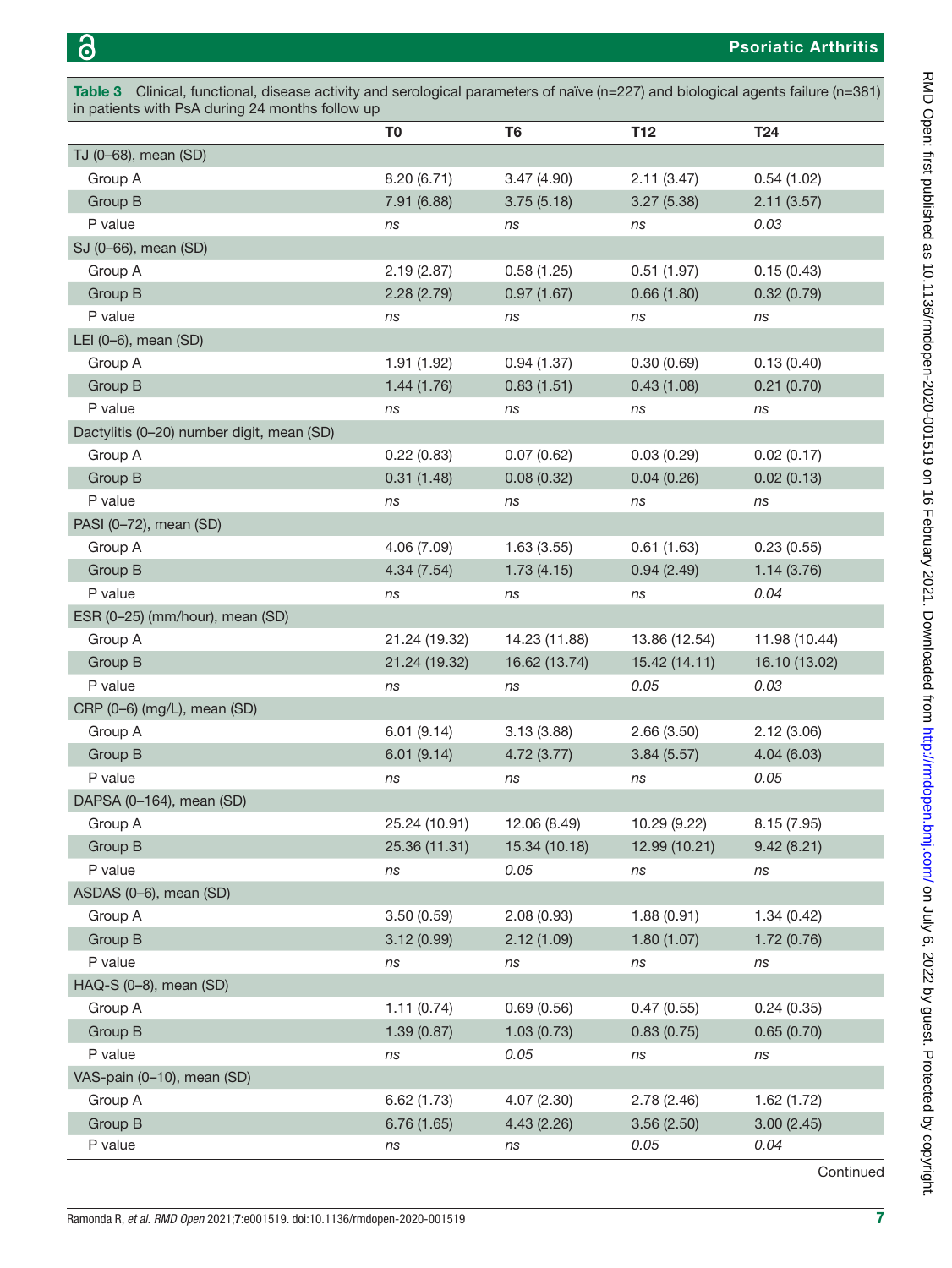**Table 3** Clinical, functional, disease activity and serological parameters of naïve (n=227) and biological agents failure (n=381) in patients with PsA during 24 months follow up

| | T0 | T6 | T12 | T24 |
|---|---|---|---|---|
| TJ (0–68), mean (SD) | | | | |
| Group A | 8.20 (6.71) | 3.47 (4.90) | 2.11 (3.47) | 0.54 (1.02) |
| Group B | 7.91 (6.88) | 3.75 (5.18) | 3.27 (5.38) | 2.11 (3.57) |
| P value | *ns* | *ns* | *ns* | *0.03* |
| SJ (0–66), mean (SD) | | | | |
| Group A | 2.19 (2.87) | 0.58 (1.25) | 0.51 (1.97) | 0.15 (0.43) |
| Group B | 2.28 (2.79) | 0.97 (1.67) | 0.66 (1.80) | 0.32 (0.79) |
| P value | *ns* | *ns* | *ns* | *ns* |
| LEI (0–6), mean (SD) | | | | |
| Group A | 1.91 (1.92) | 0.94 (1.37) | 0.30 (0.69) | 0.13 (0.40) |
| Group B | 1.44 (1.76) | 0.83 (1.51) | 0.43 (1.08) | 0.21 (0.70) |
| P value | *ns* | *ns* | *ns* | *ns* |
| Dactylitis (0–20) number digit, mean (SD) | | | | |
| Group A | 0.22 (0.83) | 0.07 (0.62) | 0.03 (0.29) | 0.02 (0.17) |
| Group B | 0.31 (1.48) | 0.08 (0.32) | 0.04 (0.26) | 0.02 (0.13) |
| P value | *ns* | *ns* | *ns* | *ns* |
| PASI (0–72), mean (SD) | | | | |
| Group A | 4.06 (7.09) | 1.63 (3.55) | 0.61 (1.63) | 0.23 (0.55) |
| Group B | 4.34 (7.54) | 1.73 (4.15) | 0.94 (2.49) | 1.14 (3.76) |
| P value | *ns* | *ns* | *ns* | *0.04* |
| ESR (0–25) (mm/hour), mean (SD) | | | | |
| Group A | 21.24 (19.32) | 14.23 (11.88) | 13.86 (12.54) | 11.98 (10.44) |
| Group B | 21.24 (19.32) | 16.62 (13.74) | 15.42 (14.11) | 16.10 (13.02) |
| P value | *ns* | *ns* | *0.05* | *0.03* |
| CRP (0–6) (mg/L), mean (SD) | | | | |
| Group A | 6.01 (9.14) | 3.13 (3.88) | 2.66 (3.50) | 2.12 (3.06) |
| Group B | 6.01 (9.14) | 4.72 (3.77) | 3.84 (5.57) | 4.04 (6.03) |
| P value | *ns* | *ns* | *ns* | *0.05* |
| DAPSA (0–164), mean (SD) | | | | |
| Group A | 25.24 (10.91) | 12.06 (8.49) | 10.29 (9.22) | 8.15 (7.95) |
| Group B | 25.36 (11.31) | 15.34 (10.18) | 12.99 (10.21) | 9.42 (8.21) |
| P value | *ns* | *0.05* | *ns* | *ns* |
| ASDAS (0–6), mean (SD) | | | | |
| Group A | 3.50 (0.59) | 2.08 (0.93) | 1.88 (0.91) | 1.34 (0.42) |
| Group B | 3.12 (0.99) | 2.12 (1.09) | 1.80 (1.07) | 1.72 (0.76) |
| P value | *ns* | *ns* | *ns* | *ns* |
| HAQ-S (0–8), mean (SD) | | | | |
| Group A | 1.11 (0.74) | 0.69 (0.56) | 0.47 (0.55) | 0.24 (0.35) |
| Group B | 1.39 (0.87) | 1.03 (0.73) | 0.83 (0.75) | 0.65 (0.70) |
| P value | *ns* | *0.05* | *ns* | *ns* |
| VAS-pain (0–10), mean (SD) | | | | |
| Group A | 6.62 (1.73) | 4.07 (2.30) | 2.78 (2.46) | 1.62 (1.72) |
| Group B | 6.76 (1.65) | 4.43 (2.26) | 3.56 (2.50) | 3.00 (2.45) |
| P value | *ns* | *ns* | *0.05* | *0.04* |

Continued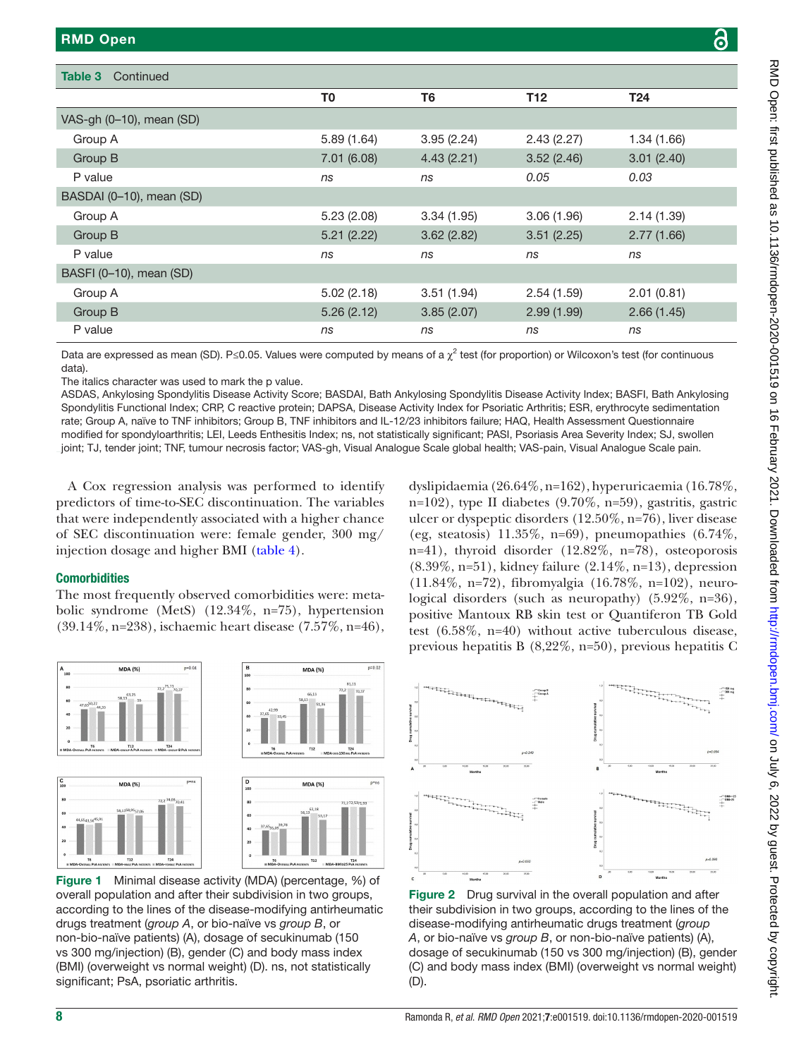**Table 3** Continued

| | T0 | T6 | T12 | T24 |
|---|---|---|---|---|
| VAS-gh (0–10), mean (SD) | | | | |
| Group A | 5.89 (1.64) | 3.95 (2.24) | 2.43 (2.27) | 1.34 (1.66) |
| Group B | 7.01 (6.08) | 4.43 (2.21) | 3.52 (2.46) | 3.01 (2.40) |
| P value | *ns* | *ns* | *0.05* | *0.03* |
| BASDAI (0–10), mean (SD) | | | | |
| Group A | 5.23 (2.08) | 3.34 (1.95) | 3.06 (1.96) | 2.14 (1.39) |
| Group B | 5.21 (2.22) | 3.62 (2.82) | 3.51 (2.25) | 2.77 (1.66) |
| P value | *ns* | *ns* | *ns* | *ns* |
| BASFI (0–10), mean (SD) | | | | |
| Group A | 5.02 (2.18) | 3.51 (1.94) | 2.54 (1.59) | 2.01 (0.81) |
| Group B | 5.26 (2.12) | 3.85 (2.07) | 2.99 (1.99) | 2.66 (1.45) |
| P value | *ns* | *ns* | *ns* | *ns* |

Data are expressed as mean (SD). P≤0.05. Values were computed by means of a $\chi^2$ test (for proportion) or Wilcoxon's test (for continuous data).

The italics character was used to mark the p value.

ASDAS, Ankylosing Spondylitis Disease Activity Score; BASDAI, Bath Ankylosing Spondylitis Disease Activity Index; BASFI, Bath Ankylosing Spondylitis Functional Index; CRP, C reactive protein; DAPSA, Disease Activity Index for Psoriatic Arthritis; ESR, erythrocyte sedimentation rate; Group A, naïve to TNF inhibitors; Group B, TNF inhibitors and IL-12/23 inhibitors failure; HAQ, Health Assessment Questionnaire modified for spondyloarthritis; LEI, Leeds Enthesitis Index; ns, not statistically significant; PASI, Psoriasis Area Severity Index; SJ, swollen joint; TJ, tender joint; TNF, tumour necrosis factor; VAS-gh, Visual Analogue Scale global health; VAS-pain, Visual Analogue Scale pain.

A Cox regression analysis was performed to identify predictors of time-to-SEC discontinuation. The variables that were independently associated with a higher chance of SEC discontinuation were: female gender, 300 mg/injection dosage and higher BMI (table 4).

### Comorbidities

The most frequently observed comorbidities were: metabolic syndrome (MetS) (12.34%, n=75), hypertension (39.14%, n=238), ischaemic heart disease (7.57%, n=46), dyslipidaemia (26.64%, n=162), hyperuricaemia (16.78%, n=102), type II diabetes (9.70%, n=59), gastritis, gastric ulcer or dyspeptic disorders (12.50%, n=76), liver disease (eg, steatosis) 11.35%, n=69), pneumopathies (6.74%, n=41), thyroid disorder (12.82%, n=78), osteoporosis (8.39%, n=51), kidney failure (2.14%, n=13), depression (11.84%, n=72), fibromyalgia (16.78%, n=102), neurological disorders (such as neuropathy) (5.92%, n=36), positive Mantoux RB skin test or Quantiferon TB Gold test (6.58%, n=40) without active tuberculous disease, previous hepatitis B (8,22%, n=50), previous hepatitis C

**Figure 1** Minimal disease activity (MDA) (percentage, %) of overall population and after their subdivision in two groups, according to the lines of the disease-modifying antirheumatic drugs treatment (*group A*, or bio-naïve vs *group B*, or non-bio-naïve patients) (A), dosage of secukinumab (150 vs 300 mg/injection) (B), gender (C) and body mass index (BMI) (overweight vs normal weight) (D). ns, not statistically significant; PsA, psoriatic arthritis.

**Figure 2** Drug survival in the overall population and after their subdivision in two groups, according to the lines of the disease-modifying antirheumatic drugs treatment (*group A*, or bio-naïve vs *group B*, or non-bio-naïve patients) (A), dosage of secukinumab (150 vs 300 mg/injection) (B), gender (C) and body mass index (BMI) (overweight vs normal weight) (D).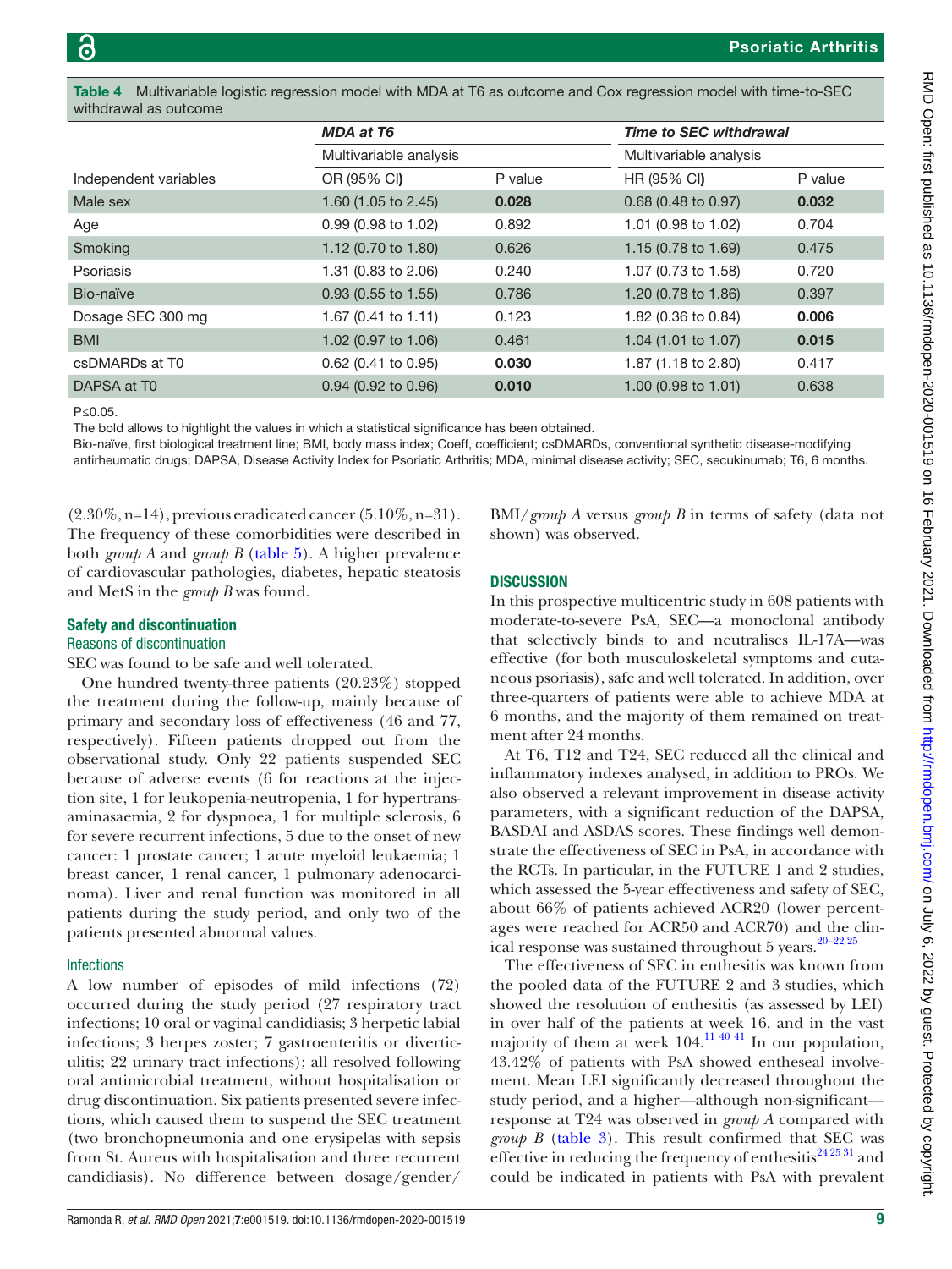**Table 4** Multivariable logistic regression model with MDA at T6 as outcome and Cox regression model with time-to-SEC withdrawal as outcome

| | *MDA at T6* | | *Time to SEC withdrawal* | |
|---|---|---|---|---|
| | Multivariable analysis | | Multivariable analysis | |
| Independent variables | OR (95% CI**)** | P value | HR (95% CI**)** | P value |
| Male sex | 1.60 (1.05 to 2.45) | **0.028** | 0.68 (0.48 to 0.97) | **0.032** |
| Age | 0.99 (0.98 to 1.02) | 0.892 | 1.01 (0.98 to 1.02) | 0.704 |
| Smoking | 1.12 (0.70 to 1.80) | 0.626 | 1.15 (0.78 to 1.69) | 0.475 |
| Psoriasis | 1.31 (0.83 to 2.06) | 0.240 | 1.07 (0.73 to 1.58) | 0.720 |
| Bio-naïve | 0.93 (0.55 to 1.55) | 0.786 | 1.20 (0.78 to 1.86) | 0.397 |
| Dosage SEC 300 mg | 1.67 (0.41 to 1.11) | 0.123 | 1.82 (0.36 to 0.84) | **0.006** |
| BMI | 1.02 (0.97 to 1.06) | 0.461 | 1.04 (1.01 to 1.07) | **0.015** |
| csDMARDs at T0 | 0.62 (0.41 to 0.95) | **0.030** | 1.87 (1.18 to 2.80) | 0.417 |
| DAPSA at T0 | 0.94 (0.92 to 0.96) | **0.010** | 1.00 (0.98 to 1.01) | 0.638 |

P≤0.05.

The bold allows to highlight the values in which a statistical significance has been obtained.

Bio-naïve, first biological treatment line; BMI, body mass index; Coeff, coefficient; csDMARDs, conventional synthetic disease-modifying antirheumatic drugs; DAPSA, Disease Activity Index for Psoriatic Arthritis; MDA, minimal disease activity; SEC, secukinumab; T6, 6 months.

(2.30%, n=14), previous eradicated cancer (5.10%, n=31). The frequency of these comorbidities were described in both *group A* and *group B* (table 5). A higher prevalence of cardiovascular pathologies, diabetes, hepatic steatosis and MetS in the *group B* was found.

## Safety and discontinuation

### Reasons of discontinuation

SEC was found to be safe and well tolerated.

One hundred twenty-three patients (20.23%) stopped the treatment during the follow-up, mainly because of primary and secondary loss of effectiveness (46 and 77, respectively). Fifteen patients dropped out from the observational study. Only 22 patients suspended SEC because of adverse events (6 for reactions at the injection site, 1 for leukopenia-neutropenia, 1 for hypertransaminasaemia, 2 for dyspnoea, 1 for multiple sclerosis, 6 for severe recurrent infections, 5 due to the onset of new cancer: 1 prostate cancer; 1 acute myeloid leukaemia; 1 breast cancer, 1 renal cancer, 1 pulmonary adenocarcinoma). Liver and renal function was monitored in all patients during the study period, and only two of the patients presented abnormal values.

### Infections

A low number of episodes of mild infections (72) occurred during the study period (27 respiratory tract infections; 10 oral or vaginal candidiasis; 3 herpetic labial infections; 3 herpes zoster; 7 gastroenteritis or diverticulitis; 22 urinary tract infections); all resolved following oral antimicrobial treatment, without hospitalisation or drug discontinuation. Six patients presented severe infections, which caused them to suspend the SEC treatment (two bronchopneumonia and one erysipelas with sepsis from St. Aureus with hospitalisation and three recurrent candidiasis). No difference between dosage/gender/BMI/*group A* versus *group B* in terms of safety (data not shown) was observed.

## DISCUSSION

In this prospective multicentric study in 608 patients with moderate-to-severe PsA, SEC—a monoclonal antibody that selectively binds to and neutralises IL-17A—was effective (for both musculoskeletal symptoms and cutaneous psoriasis), safe and well tolerated. In addition, over three-quarters of patients were able to achieve MDA at 6 months, and the majority of them remained on treatment after 24 months.

At T6, T12 and T24, SEC reduced all the clinical and inflammatory indexes analysed, in addition to PROs. We also observed a relevant improvement in disease activity parameters, with a significant reduction of the DAPSA, BASDAI and ASDAS scores. These findings well demonstrate the effectiveness of SEC in PsA, in accordance with the RCTs. In particular, in the FUTURE 1 and 2 studies, which assessed the 5-year effectiveness and safety of SEC, about 66% of patients achieved ACR20 (lower percentages were reached for ACR50 and ACR70) and the clinical response was sustained throughout 5 years.[20–22 25]

The effectiveness of SEC in enthesitis was known from the pooled data of the FUTURE 2 and 3 studies, which showed the resolution of enthesitis (as assessed by LEI) in over half of the patients at week 16, and in the vast majority of them at week 104.[11 40 41] In our population, 43.42% of patients with PsA showed entheseal involvement. Mean LEI significantly decreased throughout the study period, and a higher—although non-significant—response at T24 was observed in *group A* compared with *group B* (table 3). This result confirmed that SEC was effective in reducing the frequency of enthesitis[24 25 31] and could be indicated in patients with PsA with prevalent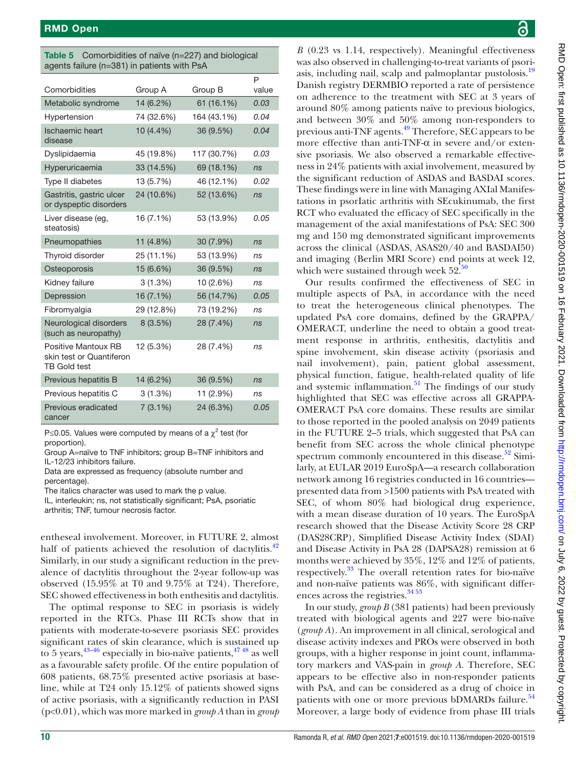**Table 5** Comorbidities of naïve (n=227) and biological agents failure (n=381) in patients with PsA

| Comorbidities | Group A | Group B | P value |
|---|---|---|---|
| Metabolic syndrome | 14 (6.2%) | 61 (16.1%) | *0.03* |
| Hypertension | 74 (32.6%) | 164 (43.1%) | *0.04* |
| Ischaemic heart disease | 10 (4.4%) | 36 (9.5%) | *0.04* |
| Dyslipidaemia | 45 (19.8%) | 117 (30.7%) | *0.03* |
| Hyperuricaemia | 33 (14.5%) | 69 (18.1%) | *ns* |
| Type II diabetes | 13 (5.7%) | 46 (12.1%) | *0.02* |
| Gastritis, gastric ulcer or dyspeptic disorders | 24 (10.6%) | 52 (13.6%) | *ns* |
| Liver disease (eg, steatosis) | 16 (7.1%) | 53 (13.9%) | *0.05* |
| Pneumopathies | 11 (4.8%) | 30 (7.9%) | *ns* |
| Thyroid disorder | 25 (11.1%) | 53 (13.9%) | *ns* |
| Osteoporosis | 15 (6.6%) | 36 (9.5%) | *ns* |
| Kidney failure | 3 (1.3%) | 10 (2.6%) | *ns* |
| Depression | 16 (7.1%) | 56 (14.7%) | *0.05* |
| Fibromyalgia | 29 (12.8%) | 73 (19.2%) | *ns* |
| Neurological disorders (such as neuropathy) | 8 (3.5%) | 28 (7.4%) | *ns* |
| Positive Mantoux RB skin test or Quantiferon TB Gold test | 12 (5.3%) | 28 (7.4%) | *ns* |
| Previous hepatitis B | 14 (6.2%) | 36 (9.5%) | *ns* |
| Previous hepatitis C | 3 (1.3%) | 11 (2.9%) | *ns* |
| Previous eradicated cancer | 7 (3.1%) | 24 (6.3%) | *0.05* |

P≤0.05. Values were computed by means of a $\chi^2$ test (for proportion).
Group A=naïve to TNF inhibitors; group B=TNF inhibitors and IL-12/23 inhibitors failure.
Data are expressed as frequency (absolute number and percentage).
The italics character was used to mark the p value.
IL, interleukin; ns, not statistically significant; PsA, psoriatic arthritis; TNF, tumour necrosis factor.

entheseal involvement. Moreover, in FUTURE 2, almost half of patients achieved the resolution of dactylitis.[42] Similarly, in our study a significant reduction in the prevalence of dactylitis throughout the 2-year follow-up was observed (15.95% at T0 and 9.75% at T24). Therefore, SEC showed effectiveness in both enthesitis and dactylitis.

The optimal response to SEC in psoriasis is widely reported in the RTCs. Phase III RCTs show that in patients with moderate-to-severe psoriasis SEC provides significant rates of skin clearance, which is sustained up to 5 years,[43–46] especially in bio-naïve patients,[47 48] as well as a favourable safety profile. Of the entire population of 608 patients, 68.75% presented active psoriasis at baseline, while at T24 only 15.12% of patients showed signs of active psoriasis, with a significantly reduction in PASI (p<0.01), which was more marked in *group A* than in *group B* (0.23 vs 1.14, respectively). Meaningful effectiveness was also observed in challenging-to-treat variants of psoriasis, including nail, scalp and palmoplantar pustolosis.[19] Danish registry DERMBIO reported a rate of persistence on adherence to the treatment with SEC at 3 years of around 80% among patients naïve to previous biologics, and between 30% and 50% among non-responders to previous anti-TNF agents.[49] Therefore, SEC appears to be more effective than anti-TNF-α in severe and/or extensive psoriasis. We also observed a remarkable effectiveness in 24% patients with axial involvement, measured by the significant reduction of ASDAS and BASDAI scores. These findings were in line with Managing AXIal Manifestations in psorIatic arthritis with SECukinumab, the first RCT who evaluated the efficacy of SEC specifically in the management of the axial manifestations of PsA: SEC 300 mg and 150 mg demonstrated significant improvements across the clinical (ASDAS, ASAS20/40 and BASDAI50) and imaging (Berlin MRI Score) end points at week 12, which were sustained through week 52.[50]

Our results confirmed the effectiveness of SEC in multiple aspects of PsA, in accordance with the need to treat the heterogeneous clinical phenotypes. The updated PsA core domains, defined by the GRAPPA/OMERACT, underline the need to obtain a good treatment response in arthritis, enthesitis, dactylitis and spine involvement, skin disease activity (psoriasis and nail involvement), pain, patient global assessment, physical function, fatigue, health-related quality of life and systemic inflammation.[51] The findings of our study highlighted that SEC was effective across all GRAPPA-OMERACT PsA core domains. These results are similar to those reported in the pooled analysis on 2049 patients in the FUTURE 2–5 trials, which suggested that PsA can benefit from SEC across the whole clinical phenotype spectrum commonly encountered in this disease.[52] Similarly, at EULAR 2019 EuroSpA—a research collaboration network among 16 registries conducted in 16 countries—presented data from >1500 patients with PsA treated with SEC, of whom 80% had biological drug experience, with a mean disease duration of 10 years. The EuroSpA research showed that the Disease Activity Score 28 CRP (DAS28CRP), Simplified Disease Activity Index (SDAI) and Disease Activity in PsA 28 (DAPSA28) remission at 6 months were achieved by 35%, 12% and 12% of patients, respectively.[33] The overall retention rates for bio-naïve and non-naïve patients was 86%, with significant differences across the registries.[34 53]

In our study, *group B* (381 patients) had been previously treated with biological agents and 227 were bio-naïve (*group A*). An improvement in all clinical, serological and disease activity indexes and PROs were observed in both groups, with a higher response in joint count, inflammatory markers and VAS-pain in *group A*. Therefore, SEC appears to be effective also in non-responder patients with PsA, and can be considered as a drug of choice in patients with one or more previous bDMARDs failure.[54] Moreover, a large body of evidence from phase III trials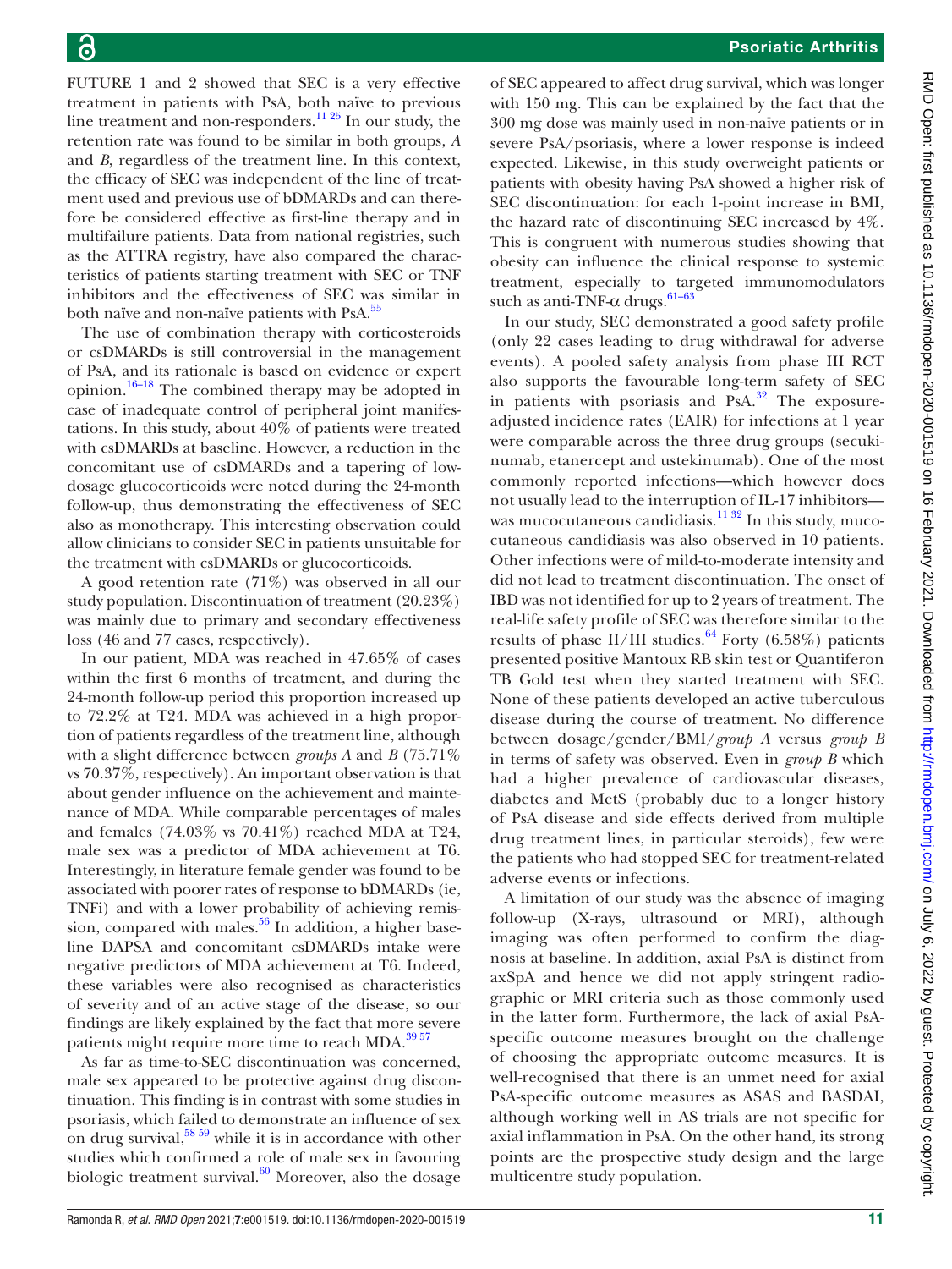FUTURE 1 and 2 showed that SEC is a very effective treatment in patients with PsA, both naïve to previous line treatment and non-responders.[11 25] In our study, the retention rate was found to be similar in both groups, *A* and *B*, regardless of the treatment line. In this context, the efficacy of SEC was independent of the line of treatment used and previous use of bDMARDs and can therefore be considered effective as first-line therapy and in multifailure patients. Data from national registries, such as the ATTRA registry, have also compared the characteristics of patients starting treatment with SEC or TNF inhibitors and the effectiveness of SEC was similar in both naïve and non-naïve patients with PsA.[55]

The use of combination therapy with corticosteroids or csDMARDs is still controversial in the management of PsA, and its rationale is based on evidence or expert opinion.[16–18] The combined therapy may be adopted in case of inadequate control of peripheral joint manifestations. In this study, about 40% of patients were treated with csDMARDs at baseline. However, a reduction in the concomitant use of csDMARDs and a tapering of low-dosage glucocorticoids were noted during the 24-month follow-up, thus demonstrating the effectiveness of SEC also as monotherapy. This interesting observation could allow clinicians to consider SEC in patients unsuitable for the treatment with csDMARDs or glucocorticoids.

A good retention rate (71%) was observed in all our study population. Discontinuation of treatment (20.23%) was mainly due to primary and secondary effectiveness loss (46 and 77 cases, respectively).

In our patient, MDA was reached in 47.65% of cases within the first 6 months of treatment, and during the 24-month follow-up period this proportion increased up to 72.2% at T24. MDA was achieved in a high proportion of patients regardless of the treatment line, although with a slight difference between *groups A* and *B* (75.71% vs 70.37%, respectively). An important observation is that about gender influence on the achievement and maintenance of MDA. While comparable percentages of males and females (74.03% vs 70.41%) reached MDA at T24, male sex was a predictor of MDA achievement at T6. Interestingly, in literature female gender was found to be associated with poorer rates of response to bDMARDs (ie, TNFi) and with a lower probability of achieving remission, compared with males.[56] In addition, a higher baseline DAPSA and concomitant csDMARDs intake were negative predictors of MDA achievement at T6. Indeed, these variables were also recognised as characteristics of severity and of an active stage of the disease, so our findings are likely explained by the fact that more severe patients might require more time to reach MDA.[39 57]

As far as time-to-SEC discontinuation was concerned, male sex appeared to be protective against drug discontinuation. This finding is in contrast with some studies in psoriasis, which failed to demonstrate an influence of sex on drug survival,[58 59] while it is in accordance with other studies which confirmed a role of male sex in favouring biologic treatment survival.[60] Moreover, also the dosage of SEC appeared to affect drug survival, which was longer with 150 mg. This can be explained by the fact that the 300 mg dose was mainly used in non-naïve patients or in severe PsA/psoriasis, where a lower response is indeed expected. Likewise, in this study overweight patients or patients with obesity having PsA showed a higher risk of SEC discontinuation: for each 1-point increase in BMI, the hazard rate of discontinuing SEC increased by 4%. This is congruent with numerous studies showing that obesity can influence the clinical response to systemic treatment, especially to targeted immunomodulators such as anti-TNF-α drugs.[61–63]

In our study, SEC demonstrated a good safety profile (only 22 cases leading to drug withdrawal for adverse events). A pooled safety analysis from phase III RCT also supports the favourable long-term safety of SEC in patients with psoriasis and PsA.[32] The exposure-adjusted incidence rates (EAIR) for infections at 1 year were comparable across the three drug groups (secukinumab, etanercept and ustekinumab). One of the most commonly reported infections—which however does not usually lead to the interruption of IL-17 inhibitors—was mucocutaneous candidiasis.[11 32] In this study, mucocutaneous candidiasis was also observed in 10 patients. Other infections were of mild-to-moderate intensity and did not lead to treatment discontinuation. The onset of IBD was not identified for up to 2 years of treatment. The real-life safety profile of SEC was therefore similar to the results of phase II/III studies.[64] Forty (6.58%) patients presented positive Mantoux RB skin test or Quantiferon TB Gold test when they started treatment with SEC. None of these patients developed an active tuberculous disease during the course of treatment. No difference between dosage/gender/BMI/*group A* versus *group B* in terms of safety was observed. Even in *group B* which had a higher prevalence of cardiovascular diseases, diabetes and MetS (probably due to a longer history of PsA disease and side effects derived from multiple drug treatment lines, in particular steroids), few were the patients who had stopped SEC for treatment-related adverse events or infections.

A limitation of our study was the absence of imaging follow-up (X-rays, ultrasound or MRI), although imaging was often performed to confirm the diagnosis at baseline. In addition, axial PsA is distinct from axSpA and hence we did not apply stringent radiographic or MRI criteria such as those commonly used in the latter form. Furthermore, the lack of axial PsA-specific outcome measures brought on the challenge of choosing the appropriate outcome measures. It is well-recognised that there is an unmet need for axial PsA-specific outcome measures as ASAS and BASDAI, although working well in AS trials are not specific for axial inflammation in PsA. On the other hand, its strong points are the prospective study design and the large multicentre study population.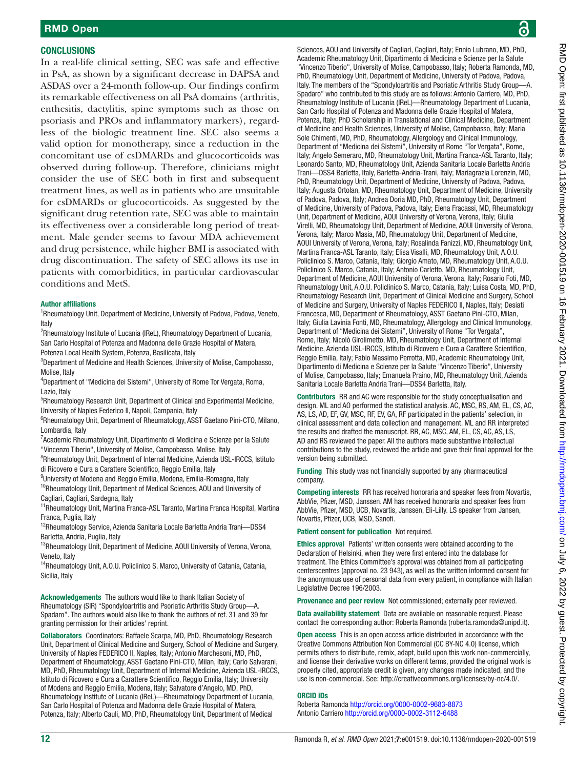## CONCLUSIONS

In a real-life clinical setting, SEC was safe and effective in PsA, as shown by a significant decrease in DAPSA and ASDAS over a 24-month follow-up. Our findings confirm its remarkable effectiveness on all PsA domains (arthritis, enthesitis, dactylitis, spine symptoms such as those on psoriasis and PROs and inflammatory markers), regardless of the biologic treatment line. SEC also seems a valid option for monotherapy, since a reduction in the concomitant use of csDMARDs and glucocorticoids was observed during follow-up. Therefore, clinicians might consider the use of SEC both in first and subsequent treatment lines, as well as in patients who are unsuitable for csDMARDs or glucocorticoids. As suggested by the significant drug retention rate, SEC was able to maintain its effectiveness over a considerable long period of treatment. Male gender seems to favour MDA achievement and drug persistence, while higher BMI is associated with drug discontinuation. The safety of SEC allows its use in patients with comorbidities, in particular cardiovascular conditions and MetS.

**Author affiliations**

[1]Rheumatology Unit, Department of Medicine, University of Padova, Padova, Veneto, Italy
[2]Rheumatology Institute of Lucania (IReL), Rheumatology Department of Lucania, San Carlo Hospital of Potenza and Madonna delle Grazie Hospital of Matera, Potenza Local Health System, Potenza, Basilicata, Italy
[3]Department of Medicine and Health Sciences, University of Molise, Campobasso, Molise, Italy
[4]Department of "Medicina dei Sistemi", University of Rome Tor Vergata, Roma, Lazio, Italy
[5]Rheumatology Research Unit, Department of Clinical and Experimental Medicine, University of Naples Federico II, Napoli, Campania, Italy
[6]Rheumatology Unit, Department of Rheumatology, ASST Gaetano Pini-CTO, Milano, Lombardia, Italy
[7]Academic Rheumatology Unit, Dipartimento di Medicina e Scienze per la Salute "Vincenzo Tiberio", University of Molise, Campobasso, Molise, Italy
[8]Rheumatology Unit, Department of Internal Medicine, Azienda USL-IRCCS, Istituto di Ricovero e Cura a Carattere Scientifico, Reggio Emilia, Italy
[9]University of Modena and Reggio Emilia, Modena, Emilia-Romagna, Italy
[10]Rheumatology Unit, Department of Medical Sciences, AOU and University of Cagliari, Cagliari, Sardegna, Italy
[11]Rheumatology Unit, Martina Franca-ASL Taranto, Martina Franca Hospital, Martina Franca, Puglia, Italy
[12]Rheumatology Service, Azienda Sanitaria Locale Barletta Andria Trani—DSS4 Barletta, Andria, Puglia, Italy
[13]Rheumatology Unit, Department of Medicine, AOUI University of Verona, Verona, Veneto, Italy
[14]Rheumatology Unit, A.O.U. Policlinico S. Marco, University of Catania, Catania, Sicilia, Italy

**Acknowledgements** The authors would like to thank Italian Society of Rheumatology (SIR) "Spondyloartritis and Psoriatic Arthritis Study Group—A. Spadaro". The authors would also like to thank the authors of ref. 31 and 39 for granting permission for their articles' reprint.

**Collaborators** Coordinators: Raffaele Scarpa, MD, PhD, Rheumatology Research Unit, Department of Clinical Medicine and Surgery, School of Medicine and Surgery, University of Naples FEDERICO II, Naples, Italy; Antonio Marchesoni, MD, PhD, Department of Rheumatology, ASST Gaetano Pini-CTO, Milan, Italy; Carlo Salvarani, MD, PhD, Rheumatology Unit, Department of Internal Medicine, Azienda USL-IRCCS, Istituto di Ricovero e Cura a Carattere Scientifico, Reggio Emilia, Italy; University of Modena and Reggio Emilia, Modena, Italy; Salvatore d'Angelo, MD, PhD, Rheumatology Institute of Lucania (IReL)—Rheumatology Department of Lucania, San Carlo Hospital of Potenza and Madonna delle Grazie Hospital of Matera, Potenza, Italy; Alberto Cauli, MD, PhD, Rheumatology Unit, Department of Medical Sciences, AOU and University of Cagliari, Cagliari, Italy; Ennio Lubrano, MD, PhD, Academic Rheumatology Unit, Dipartimento di Medicina e Scienze per la Salute "Vincenzo Tiberio", University of Molise, Campobasso, Italy; Roberta Ramonda, MD, PhD, Rheumatology Unit, Department of Medicine, University of Padova, Padova, Italy. The members of the "Spondyloartritis and Psoriatic Arthritis Study Group—A. Spadaro" who contributed to this study are as follows: Antonio Carriero, MD, PhD, Rheumatology Institute of Lucania (IReL)—Rheumatology Department of Lucania, San Carlo Hospital of Potenza and Madonna delle Grazie Hospital of Matera, Potenza, Italy; PhD Scholarship in Translational and Clinical Medicine, Department of Medicine and Health Sciences, University of Molise, Campobasso, Italy; Maria Sole Chimenti, MD, PhD, Rheumatology, Allergology and Clinical Immunology, Department of "Medicina dei Sistemi", University of Rome "Tor Vergata", Rome, Italy; Angelo Semeraro, MD, Rheumatology Unit, Martina Franca-ASL Taranto, Italy; Leonardo Santo, MD, Rheumatology Unit, Azienda Sanitaria Locale Barletta Andria Trani—DSS4 Barletta, Italy, Barletta-Andria-Trani, Italy; Mariagrazia Lorenzin, MD, PhD, Rheumatology Unit, Department of Medicine, University of Padova, Padova, Italy; Augusta Ortolan, MD, Rheumatology Unit, Department of Medicine, University of Padova, Padova, Italy; Andrea Doria MD, PhD, Rheumatology Unit, Department of Medicine, University of Padova, Padova, Italy; Elena Fracassi, MD, Rheumatology Unit, Department of Medicine, AOUI University of Verona, Verona, Italy; Giulia Virelli, MD, Rheumatology Unit, Department of Medicine, AOUI University of Verona, Verona, Italy; Marco Masia, MD, Rheumatology Unit, Department of Medicine, AOUI University of Verona, Verona, Italy; Rosalinda Fanizzi, MD, Rheumatology Unit, Martina Franca-ASL Taranto, Italy; Elisa Visalli, MD, Rheumatology Unit, A.O.U. Policlinico S. Marco, Catania, Italy; Giorgio Amato, MD, Rheumatology Unit, A.O.U. Policlinico S. Marco, Catania, Italy; Antonio Carletto, MD, Rheumatology Unit, Department of Medicine, AOUI University of Verona, Verona, Italy; Rosario Foti, MD, Rheumatology Unit, A.O.U. Policlinico S. Marco, Catania, Italy; Luisa Costa, MD, PhD, Rheumatology Research Unit, Department of Clinical Medicine and Surgery, School of Medicine and Surgery, University of Naples FEDERICO II, Naples, Italy; Desiati Francesca, MD, Department of Rheumatology, ASST Gaetano Pini-CTO, Milan, Italy; Giulia Lavinia Fonti, MD, Rheumatology, Allergology and Clinical Immunology, Department of "Medicina dei Sistemi", University of Rome "Tor Vergata", Rome, Italy; Nicolò Girolimetto, MD, Rheumatology Unit, Department of Internal Medicine, Azienda USL-IRCCS, Istituto di Ricovero e Cura a Carattere Scientifico, Reggio Emilia, Italy; Fabio Massimo Perrotta, MD, Academic Rheumatology Unit, Dipartimento di Medicina e Scienze per la Salute "Vincenzo Tiberio", University of Molise, Campobasso, Italy; Emanuela Praino, MD, Rheumatology Unit, Azienda Sanitaria Locale Barletta Andria Trani—DSS4 Barletta, Italy.

**Contributors** RR and AC were responsible for the study conceptualisation and design. ML and AO performed the statistical analysis. AC, MSC, RS, AM, EL, CS, AC, AS, LS, AD, EF, GV, MSC, RF, EV, GA, RF participated in the patients' selection, in clinical assessment and data collection and management. ML and RR interpreted the results and drafted the manuscript. RR, AC, MSC, AM, EL, CS, AC, AS, LS, AD and RS reviewed the paper. All the authors made substantive intellectual contributions to the study, reviewed the article and gave their final approval for the version being submitted.

**Funding** This study was not financially supported by any pharmaceutical company.

**Competing interests** RR has received honoraria and speaker fees from Novartis, AbbVie, Pfizer, MSD, Janssen. AM has received honoraria and speaker fees from AbbVie, Pfizer, MSD, UCB, Novartis, Janssen, Eli-Lilly. LS speaker from Jansen, Novartis, Pfizer, UCB, MSD, Sanofi.

**Patient consent for publication** Not required.

**Ethics approval** Patients' written consents were obtained according to the Declaration of Helsinki, when they were first entered into the database for treatment. The Ethics Committee's approval was obtained from all participating centerscentres (approval no. 23 943), as well as the written informed consent for the anonymous use of personal data from every patient, in compliance with Italian Legislative Decree 196/2003.

**Provenance and peer review** Not commissioned; externally peer reviewed.

**Data availability statement** Data are available on reasonable request. Please contact the corresponding author: Roberta Ramonda (roberta.ramonda@unipd.it).

**Open access** This is an open access article distributed in accordance with the Creative Commons Attribution Non Commercial (CC BY-NC 4.0) license, which permits others to distribute, remix, adapt, build upon this work non-commercially, and license their derivative works on different terms, provided the original work is properly cited, appropriate credit is given, any changes made indicated, and the use is non-commercial. See: http://creativecommons.org/licenses/by-nc/4.0/.

**ORCID iDs**

Roberta Ramonda http://orcid.org/0000-0002-9683-8873
Antonio Carriero http://orcid.org/0000-0002-3112-6488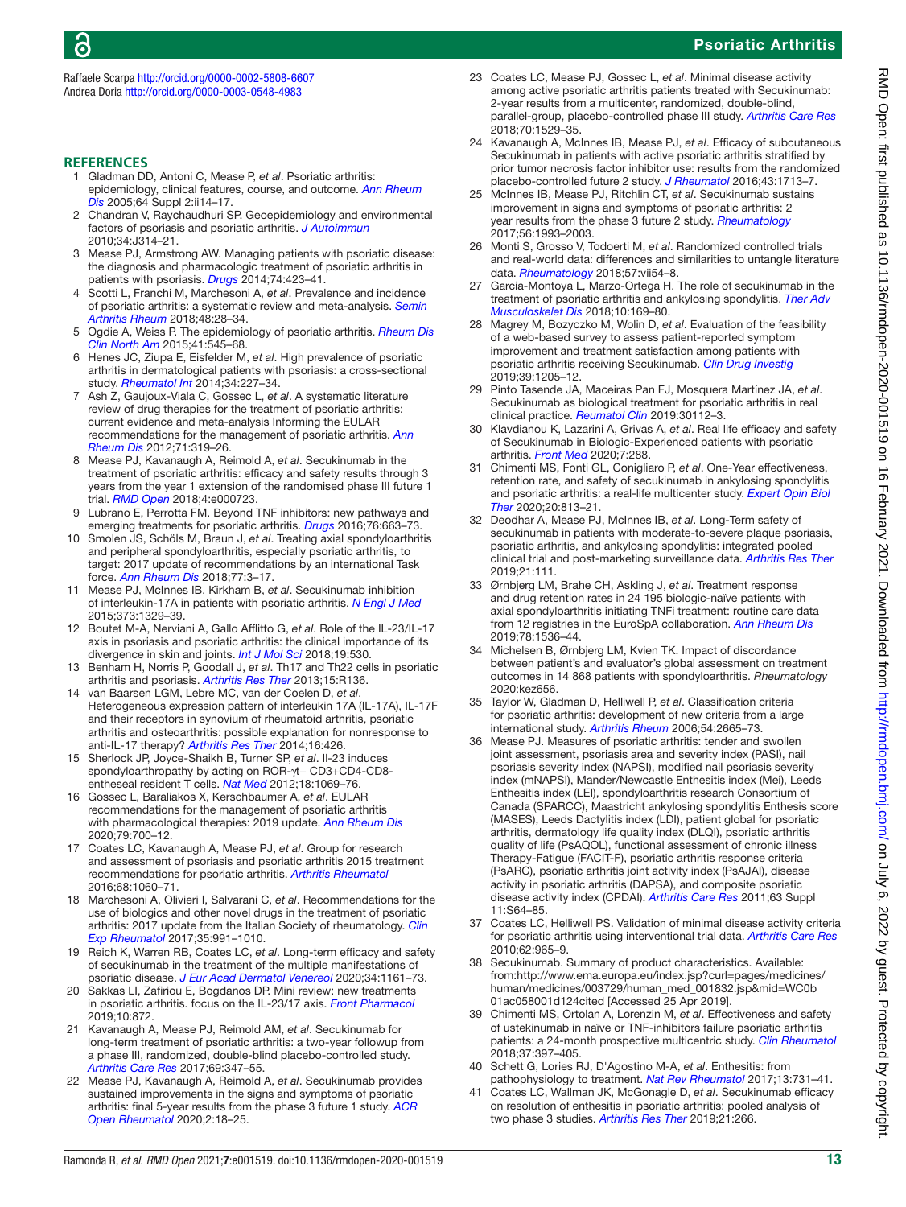Raffaele Scarpa http://orcid.org/0000-0002-5808-6607
Andrea Doria http://orcid.org/0000-0003-0548-4983

## REFERENCES

1. Gladman DD, Antoni C, Mease P, *et al*. Psoriatic arthritis: epidemiology, clinical features, course, and outcome. *Ann Rheum Dis* 2005;64 Suppl 2:ii14–17.
2. Chandran V, Raychaudhuri SP. Geoepidemiology and environmental factors of psoriasis and psoriatic arthritis. *J Autoimmun* 2010;34:J314–21.
3. Mease PJ, Armstrong AW. Managing patients with psoriatic disease: the diagnosis and pharmacologic treatment of psoriatic arthritis in patients with psoriasis. *Drugs* 2014;74:423–41.
4. Scotti L, Franchi M, Marchesoni A, *et al*. Prevalence and incidence of psoriatic arthritis: a systematic review and meta-analysis. *Semin Arthritis Rheum* 2018;48:28–34.
5. Ogdie A, Weiss P. The epidemiology of psoriatic arthritis. *Rheum Dis Clin North Am* 2015;41:545–68.
6. Henes JC, Ziupa E, Eisfelder M, *et al*. High prevalence of psoriatic arthritis in dermatological patients with psoriasis: a cross-sectional study. *Rheumatol Int* 2014;34:227–34.
7. Ash Z, Gaujoux-Viala C, Gossec L, *et al*. A systematic literature review of drug therapies for the treatment of psoriatic arthritis: current evidence and meta-analysis Informing the EULAR recommendations for the management of psoriatic arthritis. *Ann Rheum Dis* 2012;71:319–26.
8. Mease PJ, Kavanaugh A, Reimold A, *et al*. Secukinumab in the treatment of psoriatic arthritis: efficacy and safety results through 3 years from the year 1 extension of the randomised phase III future 1 trial. *RMD Open* 2018;4:e000723.
9. Lubrano E, Perrotta FM. Beyond TNF inhibitors: new pathways and emerging treatments for psoriatic arthritis. *Drugs* 2016;76:663–73.
10. Smolen JS, Schöls M, Braun J, *et al*. Treating axial spondyloarthritis and peripheral spondyloarthritis, especially psoriatic arthritis, to target: 2017 update of recommendations by an international Task force. *Ann Rheum Dis* 2018;77:3–17.
11. Mease PJ, McInnes IB, Kirkham B, *et al*. Secukinumab inhibition of interleukin-17A in patients with psoriatic arthritis. *N Engl J Med* 2015;373:1329–39.
12. Boutet M-A, Nerviani A, Gallo Afflitto G, *et al*. Role of the IL-23/IL-17 axis in psoriasis and psoriatic arthritis: the clinical importance of its divergence in skin and joints. *Int J Mol Sci* 2018;19:530.
13. Benham H, Norris P, Goodall J, *et al*. Th17 and Th22 cells in psoriatic arthritis and psoriasis. *Arthritis Res Ther* 2013;15:R136.
14. van Baarsen LGM, Lebre MC, van der Coelen D, *et al*. Heterogeneous expression pattern of interleukin 17A (IL-17A), IL-17F and their receptors in synovium of rheumatoid arthritis, psoriatic arthritis and osteoarthritis: possible explanation for nonresponse to anti-IL-17 therapy? *Arthritis Res Ther* 2014;16:426.
15. Sherlock JP, Joyce-Shaikh B, Turner SP, *et al*. Il-23 induces spondyloarthropathy by acting on ROR-γt+ CD3+CD4-CD8- entheseal resident T cells. *Nat Med* 2012;18:1069–76.
16. Gossec L, Baraliakos X, Kerschbaumer A, *et al*. EULAR recommendations for the management of psoriatic arthritis with pharmacological therapies: 2019 update. *Ann Rheum Dis* 2020;79:700–12.
17. Coates LC, Kavanaugh A, Mease PJ, *et al*. Group for research and assessment of psoriasis and psoriatic arthritis 2015 treatment recommendations for psoriatic arthritis. *Arthritis Rheumatol* 2016;68:1060–71.
18. Marchesoni A, Olivieri I, Salvarani C, *et al*. Recommendations for the use of biologics and other novel drugs in the treatment of psoriatic arthritis: 2017 update from the Italian Society of rheumatology. *Clin Exp Rheumatol* 2017;35:991–1010.
19. Reich K, Warren RB, Coates LC, *et al*. Long-term efficacy and safety of secukinumab in the treatment of the multiple manifestations of psoriatic disease. *J Eur Acad Dermatol Venereol* 2020;34:1161–73.
20. Sakkas LI, Zafiriou E, Bogdanos DP. Mini review: new treatments in psoriatic arthritis. focus on the IL-23/17 axis. *Front Pharmacol* 2019;10:872.
21. Kavanaugh A, Mease PJ, Reimold AM, *et al*. Secukinumab for long-term treatment of psoriatic arthritis: a two-year followup from a phase III, randomized, double-blind placebo-controlled study. *Arthritis Care Res* 2017;69:347–55.
22. Mease PJ, Kavanaugh A, Reimold A, *et al*. Secukinumab provides sustained improvements in the signs and symptoms of psoriatic arthritis: final 5-year results from the phase 3 future 1 study. *ACR Open Rheumatol* 2020;2:18–25.
23. Coates LC, Mease PJ, Gossec L, *et al*. Minimal disease activity among active psoriatic arthritis patients treated with Secukinumab: 2-year results from a multicenter, randomized, double-blind, parallel-group, placebo-controlled phase III study. *Arthritis Care Res* 2018;70:1529–35.
24. Kavanaugh A, McInnes IB, Mease PJ, *et al*. Efficacy of subcutaneous Secukinumab in patients with active psoriatic arthritis stratified by prior tumor necrosis factor inhibitor use: results from the randomized placebo-controlled future 2 study. *J Rheumatol* 2016;43:1713–7.
25. McInnes IB, Mease PJ, Ritchlin CT, *et al*. Secukinumab sustains improvement in signs and symptoms of psoriatic arthritis: 2 year results from the phase 3 future 2 study. *Rheumatology* 2017;56:1993–2003.
26. Monti S, Grosso V, Todoerti M, *et al*. Randomized controlled trials and real-world data: differences and similarities to untangle literature data. *Rheumatology* 2018;57:vii54–8.
27. Garcia-Montoya L, Marzo-Ortega H. The role of secukinumab in the treatment of psoriatic arthritis and ankylosing spondylitis. *Ther Adv Musculoskelet Dis* 2018;10:169–80.
28. Magrey M, Bozyczko M, Wolin D, *et al*. Evaluation of the feasibility of a web-based survey to assess patient-reported symptom improvement and treatment satisfaction among patients with psoriatic arthritis receiving Secukinumab. *Clin Drug Investig* 2019;39:1205–12.
29. Pinto Tasende JA, Maceiras Pan FJ, Mosquera Martínez JA, *et al*. Secukinumab as biological treatment for psoriatic arthritis in real clinical practice. *Reumatol Clin* 2019:30112–3.
30. Klavdianou K, Lazarini A, Grivas A, *et al*. Real life efficacy and safety of Secukinumab in Biologic-Experienced patients with psoriatic arthritis. *Front Med* 2020;7:288.
31. Chimenti MS, Fonti GL, Conigliaro P, *et al*. One-Year effectiveness, retention rate, and safety of secukinumab in ankylosing spondylitis and psoriatic arthritis: a real-life multicenter study. *Expert Opin Biol Ther* 2020;20:813–21.
32. Deodhar A, Mease PJ, McInnes IB, *et al*. Long-Term safety of secukinumab in patients with moderate-to-severe plaque psoriasis, psoriatic arthritis, and ankylosing spondylitis: integrated pooled clinical trial and post-marketing surveillance data. *Arthritis Res Ther* 2019;21:111.
33. Ørnbjerg LM, Brahe CH, Askling J, *et al*. Treatment response and drug retention rates in 24 195 biologic-naïve patients with axial spondyloarthritis initiating TNFi treatment: routine care data from 12 registries in the EuroSpA collaboration. *Ann Rheum Dis* 2019;78:1536–44.
34. Michelsen B, Ørnbjerg LM, Kvien TK. Impact of discordance between patient's and evaluator's global assessment on treatment outcomes in 14 868 patients with spondyloarthritis. *Rheumatology* 2020:kez656.
35. Taylor W, Gladman D, Helliwell P, *et al*. Classification criteria for psoriatic arthritis: development of new criteria from a large international study. *Arthritis Rheum* 2006;54:2665–73.
36. Mease PJ. Measures of psoriatic arthritis: tender and swollen joint assessment, psoriasis area and severity index (PASI), nail psoriasis severity index (NAPSI), modified nail psoriasis severity index (mNAPSI), Mander/Newcastle Enthesitis index (Mei), Leeds Enthesitis index (LEI), spondyloarthritis research Consortium of Canada (SPARCC), Maastricht ankylosing spondylitis Enthesis score (MASES), Leeds Dactylitis index (LDI), patient global for psoriatic arthritis, dermatology life quality index (DLQI), psoriatic arthritis quality of life (PsAQOL), functional assessment of chronic illness Therapy-Fatigue (FACIT-F), psoriatic arthritis response criteria (PsARC), psoriatic arthritis joint activity index (PsAJAI), disease activity in psoriatic arthritis (DAPSA), and composite psoriatic disease activity index (CPDAI). *Arthritis Care Res* 2011;63 Suppl 11:S64–85.
37. Coates LC, Helliwell PS. Validation of minimal disease activity criteria for psoriatic arthritis using interventional trial data. *Arthritis Care Res* 2010;62:965–9.
38. Secukinumab. Summary of product characteristics. Available: from:http://www.ema.europa.eu/index.jsp?curl=pages/medicines/human/medicines/003729/human_med_001832.jsp&mid=WC0b01ac058001d124cited [Accessed 25 Apr 2019].
39. Chimenti MS, Ortolan A, Lorenzin M, *et al*. Effectiveness and safety of ustekinumab in naïve or TNF-inhibitors failure psoriatic arthritis patients: a 24-month prospective multicentric study. *Clin Rheumatol* 2018;37:397–405.
40. Schett G, Lories RJ, D'Agostino M-A, *et al*. Enthesitis: from pathophysiology to treatment. *Nat Rev Rheumatol* 2017;13:731–41.
41. Coates LC, Wallman JK, McGonagle D, *et al*. Secukinumab efficacy on resolution of enthesitis in psoriatic arthritis: pooled analysis of two phase 3 studies. *Arthritis Res Ther* 2019;21:266.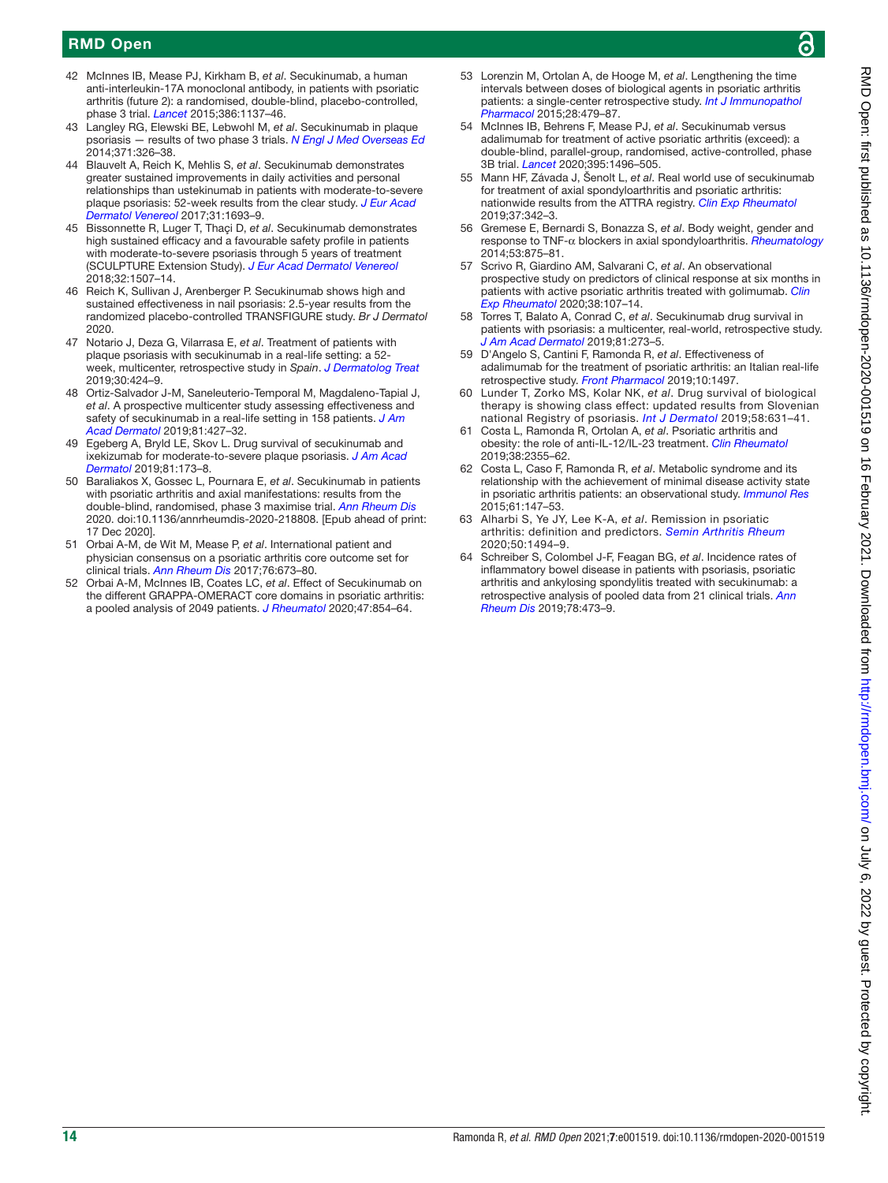42 McInnes IB, Mease PJ, Kirkham B, *et al*. Secukinumab, a human anti-interleukin-17A monoclonal antibody, in patients with psoriatic arthritis (future 2): a randomised, double-blind, placebo-controlled, phase 3 trial. *Lancet* 2015;386:1137–46.

43 Langley RG, Elewski BE, Lebwohl M, *et al*. Secukinumab in plaque psoriasis — results of two phase 3 trials. *N Engl J Med Overseas Ed* 2014;371:326–38.

44 Blauvelt A, Reich K, Mehlis S, *et al*. Secukinumab demonstrates greater sustained improvements in daily activities and personal relationships than ustekinumab in patients with moderate-to-severe plaque psoriasis: 52-week results from the clear study. *J Eur Acad Dermatol Venereol* 2017;31:1693–9.

45 Bissonnette R, Luger T, Thaçi D, *et al*. Secukinumab demonstrates high sustained efficacy and a favourable safety profile in patients with moderate-to-severe psoriasis through 5 years of treatment (SCULPTURE Extension Study). *J Eur Acad Dermatol Venereol* 2018;32:1507–14.

46 Reich K, Sullivan J, Arenberger P. Secukinumab shows high and sustained effectiveness in nail psoriasis: 2.5-year results from the randomized placebo-controlled TRANSFIGURE study. *Br J Dermatol* 2020.

47 Notario J, Deza G, Vilarrasa E, *et al*. Treatment of patients with plaque psoriasis with secukinumab in a real-life setting: a 52-week, multicenter, retrospective study in *Spain*. *J Dermatolog Treat* 2019;30:424–9.

48 Ortiz-Salvador J-M, Saneleuterio-Temporal M, Magdaleno-Tapial J, *et al*. A prospective multicenter study assessing effectiveness and safety of secukinumab in a real-life setting in 158 patients. *J Am Acad Dermatol* 2019;81:427–32.

49 Egeberg A, Bryld LE, Skov L. Drug survival of secukinumab and ixekizumab for moderate-to-severe plaque psoriasis. *J Am Acad Dermatol* 2019;81:173–8.

50 Baraliakos X, Gossec L, Pournara E, *et al*. Secukinumab in patients with psoriatic arthritis and axial manifestations: results from the double-blind, randomised, phase 3 maximise trial. *Ann Rheum Dis* 2020. doi:10.1136/annrheumdis-2020-218808. [Epub ahead of print: 17 Dec 2020].

51 Orbai A-M, de Wit M, Mease P, *et al*. International patient and physician consensus on a psoriatic arthritis core outcome set for clinical trials. *Ann Rheum Dis* 2017;76:673–80.

52 Orbai A-M, McInnes IB, Coates LC, *et al*. Effect of Secukinumab on the different GRAPPA-OMERACT core domains in psoriatic arthritis: a pooled analysis of 2049 patients. *J Rheumatol* 2020;47:854–64.

53 Lorenzin M, Ortolan A, de Hooge M, *et al*. Lengthening the time intervals between doses of biological agents in psoriatic arthritis patients: a single-center retrospective study. *Int J Immunopathol Pharmacol* 2015;28:479–87.

54 McInnes IB, Behrens F, Mease PJ, *et al*. Secukinumab versus adalimumab for treatment of active psoriatic arthritis (exceed): a double-blind, parallel-group, randomised, active-controlled, phase 3B trial. *Lancet* 2020;395:1496–505.

55 Mann HF, Závada J, Šenolt L, *et al*. Real world use of secukinumab for treatment of axial spondyloarthritis and psoriatic arthritis: nationwide results from the ATTRA registry. *Clin Exp Rheumatol* 2019;37:342–3.

56 Gremese E, Bernardi S, Bonazza S, *et al*. Body weight, gender and response to TNF-α blockers in axial spondyloarthritis. *Rheumatology* 2014;53:875–81.

57 Scrivo R, Giardino AM, Salvarani C, *et al*. An observational prospective study on predictors of clinical response at six months in patients with active psoriatic arthritis treated with golimumab. *Clin Exp Rheumatol* 2020;38:107–14.

58 Torres T, Balato A, Conrad C, *et al*. Secukinumab drug survival in patients with psoriasis: a multicenter, real-world, retrospective study. *J Am Acad Dermatol* 2019;81:273–5.

59 D'Angelo S, Cantini F, Ramonda R, *et al*. Effectiveness of adalimumab for the treatment of psoriatic arthritis: an Italian real-life retrospective study. *Front Pharmacol* 2019;10:1497.

60 Lunder T, Zorko MS, Kolar NK, *et al*. Drug survival of biological therapy is showing class effect: updated results from Slovenian national Registry of psoriasis. *Int J Dermatol* 2019;58:631–41.

61 Costa L, Ramonda R, Ortolan A, *et al*. Psoriatic arthritis and obesity: the role of anti-IL-12/IL-23 treatment. *Clin Rheumatol* 2019;38:2355–62.

62 Costa L, Caso F, Ramonda R, *et al*. Metabolic syndrome and its relationship with the achievement of minimal disease activity state in psoriatic arthritis patients: an observational study. *Immunol Res* 2015;61:147–53.

63 Alharbi S, Ye JY, Lee K-A, *et al*. Remission in psoriatic arthritis: definition and predictors. *Semin Arthritis Rheum* 2020;50:1494–9.

64 Schreiber S, Colombel J-F, Feagan BG, *et al*. Incidence rates of inflammatory bowel disease in patients with psoriasis, psoriatic arthritis and ankylosing spondylitis treated with secukinumab: a retrospective analysis of pooled data from 21 clinical trials. *Ann Rheum Dis* 2019;78:473–9.